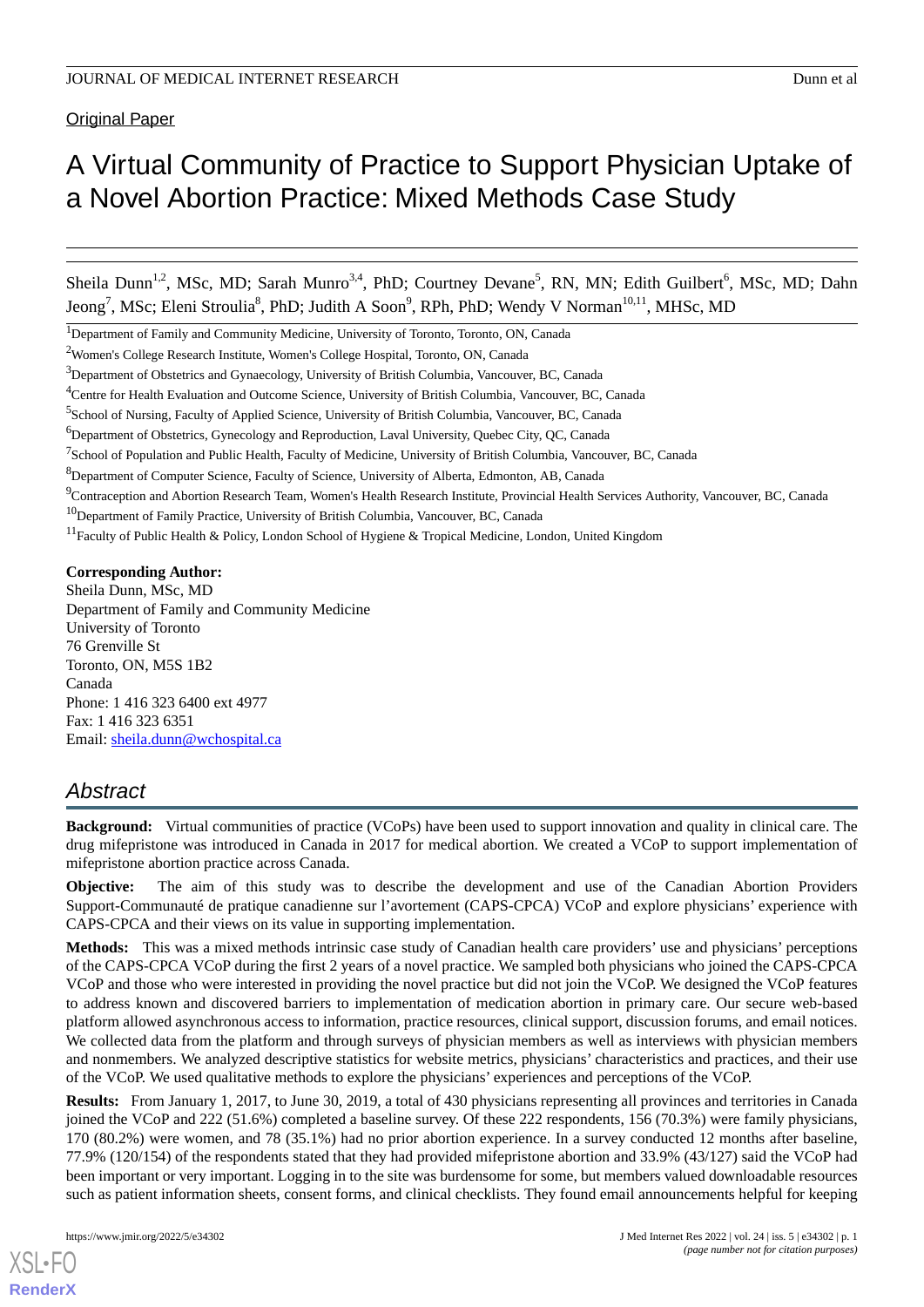Original Paper

# A Virtual Community of Practice to Support Physician Uptake of a Novel Abortion Practice: Mixed Methods Case Study

Sheila Dunn[1,2], MSc, MD; Sarah Munro[3,4], PhD; Courtney Devane[5], RN, MN; Edith Guilbert[6], MSc, MD; Dahn Jeong[7], MSc; Eleni Stroulia[8], PhD; Judith A Soon[9], RPh, PhD; Wendy V Norman[10,11], MHSc, MD

[1]Department of Family and Community Medicine, University of Toronto, Toronto, ON, Canada

[2]Women's College Research Institute, Women's College Hospital, Toronto, ON, Canada

[3]Department of Obstetrics and Gynaecology, University of British Columbia, Vancouver, BC, Canada

[4]Centre for Health Evaluation and Outcome Science, University of British Columbia, Vancouver, BC, Canada

[5]School of Nursing, Faculty of Applied Science, University of British Columbia, Vancouver, BC, Canada

[6]Department of Obstetrics, Gynecology and Reproduction, Laval University, Quebec City, QC, Canada

[7]School of Population and Public Health, Faculty of Medicine, University of British Columbia, Vancouver, BC, Canada

[8]Department of Computer Science, Faculty of Science, University of Alberta, Edmonton, AB, Canada

[9]Contraception and Abortion Research Team, Women's Health Research Institute, Provincial Health Services Authority, Vancouver, BC, Canada

[10]Department of Family Practice, University of British Columbia, Vancouver, BC, Canada

[11]Faculty of Public Health & Policy, London School of Hygiene & Tropical Medicine, London, United Kingdom

**Corresponding Author:**
Sheila Dunn, MSc, MD
Department of Family and Community Medicine
University of Toronto
76 Grenville St
Toronto, ON, M5S 1B2
Canada
Phone: 1 416 323 6400 ext 4977
Fax: 1 416 323 6351
Email: sheila.dunn@wchospital.ca

## Abstract

**Background:** Virtual communities of practice (VCoPs) have been used to support innovation and quality in clinical care. The drug mifepristone was introduced in Canada in 2017 for medical abortion. We created a VCoP to support implementation of mifepristone abortion practice across Canada.

**Objective:** The aim of this study was to describe the development and use of the Canadian Abortion Providers Support-Communauté de pratique canadienne sur l'avortement (CAPS-CPCA) VCoP and explore physicians' experience with CAPS-CPCA and their views on its value in supporting implementation.

**Methods:** This was a mixed methods intrinsic case study of Canadian health care providers' use and physicians' perceptions of the CAPS-CPCA VCoP during the first 2 years of a novel practice. We sampled both physicians who joined the CAPS-CPCA VCoP and those who were interested in providing the novel practice but did not join the VCoP. We designed the VCoP features to address known and discovered barriers to implementation of medication abortion in primary care. Our secure web-based platform allowed asynchronous access to information, practice resources, clinical support, discussion forums, and email notices. We collected data from the platform and through surveys of physician members as well as interviews with physician members and nonmembers. We analyzed descriptive statistics for website metrics, physicians' characteristics and practices, and their use of the VCoP. We used qualitative methods to explore the physicians' experiences and perceptions of the VCoP.

**Results:** From January 1, 2017, to June 30, 2019, a total of 430 physicians representing all provinces and territories in Canada joined the VCoP and 222 (51.6%) completed a baseline survey. Of these 222 respondents, 156 (70.3%) were family physicians, 170 (80.2%) were women, and 78 (35.1%) had no prior abortion experience. In a survey conducted 12 months after baseline, 77.9% (120/154) of the respondents stated that they had provided mifepristone abortion and 33.9% (43/127) said the VCoP had been important or very important. Logging in to the site was burdensome for some, but members valued downloadable resources such as patient information sheets, consent forms, and clinical checklists. They found email announcements helpful for keeping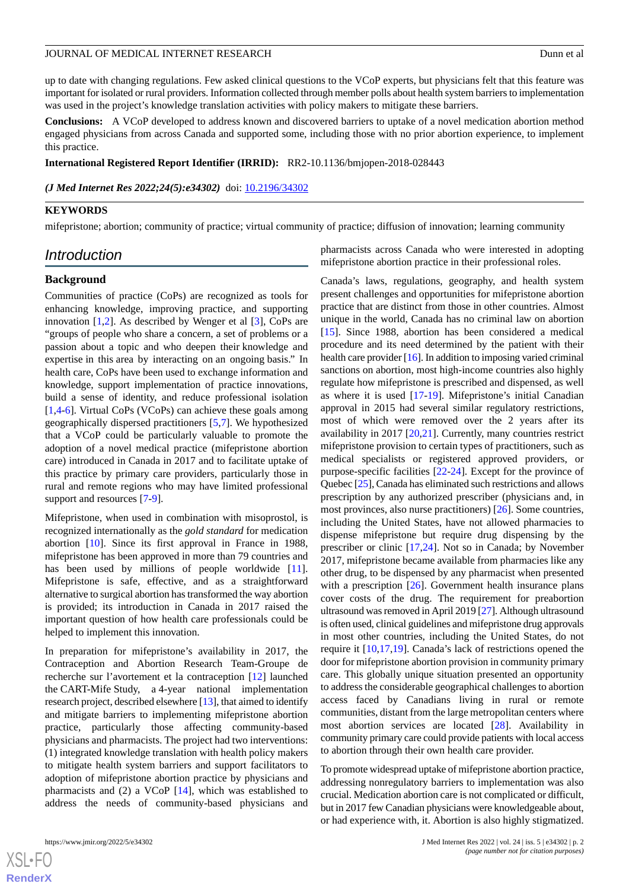up to date with changing regulations. Few asked clinical questions to the VCoP experts, but physicians felt that this feature was important for isolated or rural providers. Information collected through member polls about health system barriers to implementation was used in the project's knowledge translation activities with policy makers to mitigate these barriers.

**Conclusions:** A VCoP developed to address known and discovered barriers to uptake of a novel medication abortion method engaged physicians from across Canada and supported some, including those with no prior abortion experience, to implement this practice.

**International Registered Report Identifier (IRRID):** RR2-10.1136/bmjopen-2018-028443

*(J Med Internet Res 2022;24(5):e34302)* doi: 10.2196/34302

**KEYWORDS**

mifepristone; abortion; community of practice; virtual community of practice; diffusion of innovation; learning community

## Introduction

### Background

Communities of practice (CoPs) are recognized as tools for enhancing knowledge, improving practice, and supporting innovation [1,2]. As described by Wenger et al [3], CoPs are "groups of people who share a concern, a set of problems or a passion about a topic and who deepen their knowledge and expertise in this area by interacting on an ongoing basis." In health care, CoPs have been used to exchange information and knowledge, support implementation of practice innovations, build a sense of identity, and reduce professional isolation [1,4-6]. Virtual CoPs (VCoPs) can achieve these goals among geographically dispersed practitioners [5,7]. We hypothesized that a VCoP could be particularly valuable to promote the adoption of a novel medical practice (mifepristone abortion care) introduced in Canada in 2017 and to facilitate uptake of this practice by primary care providers, particularly those in rural and remote regions who may have limited professional support and resources [7-9].

Mifepristone, when used in combination with misoprostol, is recognized internationally as the *gold standard* for medication abortion [10]. Since its first approval in France in 1988, mifepristone has been approved in more than 79 countries and has been used by millions of people worldwide [11]. Mifepristone is safe, effective, and as a straightforward alternative to surgical abortion has transformed the way abortion is provided; its introduction in Canada in 2017 raised the important question of how health care professionals could be helped to implement this innovation.

In preparation for mifepristone's availability in 2017, the Contraception and Abortion Research Team-Groupe de recherche sur l'avortement et la contraception [12] launched the CART-Mife Study, a 4-year national implementation research project, described elsewhere [13], that aimed to identify and mitigate barriers to implementing mifepristone abortion practice, particularly those affecting community-based physicians and pharmacists. The project had two interventions: (1) integrated knowledge translation with health policy makers to mitigate health system barriers and support facilitators to adoption of mifepristone abortion practice by physicians and pharmacists and (2) a VCoP [14], which was established to address the needs of community-based physicians and pharmacists across Canada who were interested in adopting mifepristone abortion practice in their professional roles.

Canada's laws, regulations, geography, and health system present challenges and opportunities for mifepristone abortion practice that are distinct from those in other countries. Almost unique in the world, Canada has no criminal law on abortion [15]. Since 1988, abortion has been considered a medical procedure and its need determined by the patient with their health care provider [16]. In addition to imposing varied criminal sanctions on abortion, most high-income countries also highly regulate how mifepristone is prescribed and dispensed, as well as where it is used [17-19]. Mifepristone's initial Canadian approval in 2015 had several similar regulatory restrictions, most of which were removed over the 2 years after its availability in 2017 [20,21]. Currently, many countries restrict mifepristone provision to certain types of practitioners, such as medical specialists or registered approved providers, or purpose-specific facilities [22-24]. Except for the province of Quebec [25], Canada has eliminated such restrictions and allows prescription by any authorized prescriber (physicians and, in most provinces, also nurse practitioners) [26]. Some countries, including the United States, have not allowed pharmacies to dispense mifepristone but require drug dispensing by the prescriber or clinic [17,24]. Not so in Canada; by November 2017, mifepristone became available from pharmacies like any other drug, to be dispensed by any pharmacist when presented with a prescription [26]. Government health insurance plans cover costs of the drug. The requirement for preabortion ultrasound was removed in April 2019 [27]. Although ultrasound is often used, clinical guidelines and mifepristone drug approvals in most other countries, including the United States, do not require it [10,17,19]. Canada's lack of restrictions opened the door for mifepristone abortion provision in community primary care. This globally unique situation presented an opportunity to address the considerable geographical challenges to abortion access faced by Canadians living in rural or remote communities, distant from the large metropolitan centers where most abortion services are located [28]. Availability in community primary care could provide patients with local access to abortion through their own health care provider.

To promote widespread uptake of mifepristone abortion practice, addressing nonregulatory barriers to implementation was also crucial. Medication abortion care is not complicated or difficult, but in 2017 few Canadian physicians were knowledgeable about, or had experience with, it. Abortion is also highly stigmatized.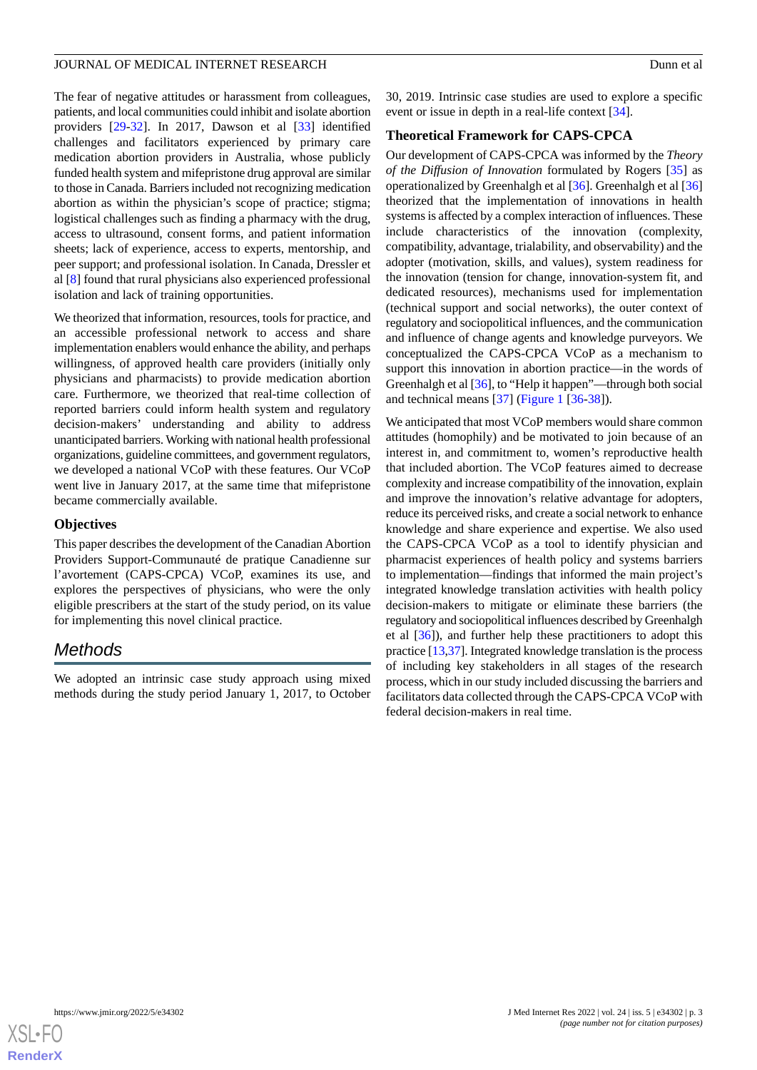The fear of negative attitudes or harassment from colleagues, patients, and local communities could inhibit and isolate abortion providers [29-32]. In 2017, Dawson et al [33] identified challenges and facilitators experienced by primary care medication abortion providers in Australia, whose publicly funded health system and mifepristone drug approval are similar to those in Canada. Barriers included not recognizing medication abortion as within the physician's scope of practice; stigma; logistical challenges such as finding a pharmacy with the drug, access to ultrasound, consent forms, and patient information sheets; lack of experience, access to experts, mentorship, and peer support; and professional isolation. In Canada, Dressler et al [8] found that rural physicians also experienced professional isolation and lack of training opportunities.

We theorized that information, resources, tools for practice, and an accessible professional network to access and share implementation enablers would enhance the ability, and perhaps willingness, of approved health care providers (initially only physicians and pharmacists) to provide medication abortion care. Furthermore, we theorized that real-time collection of reported barriers could inform health system and regulatory decision-makers' understanding and ability to address unanticipated barriers. Working with national health professional organizations, guideline committees, and government regulators, we developed a national VCoP with these features. Our VCoP went live in January 2017, at the same time that mifepristone became commercially available.

### Objectives

This paper describes the development of the Canadian Abortion Providers Support-Communauté de pratique Canadienne sur l'avortement (CAPS-CPCA) VCoP, examines its use, and explores the perspectives of physicians, who were the only eligible prescribers at the start of the study period, on its value for implementing this novel clinical practice.

## Methods

We adopted an intrinsic case study approach using mixed methods during the study period January 1, 2017, to October 30, 2019. Intrinsic case studies are used to explore a specific event or issue in depth in a real-life context [34].

### Theoretical Framework for CAPS-CPCA

Our development of CAPS-CPCA was informed by the *Theory of the Diffusion of Innovation* formulated by Rogers [35] as operationalized by Greenhalgh et al [36]. Greenhalgh et al [36] theorized that the implementation of innovations in health systems is affected by a complex interaction of influences. These include characteristics of the innovation (complexity, compatibility, advantage, trialability, and observability) and the adopter (motivation, skills, and values), system readiness for the innovation (tension for change, innovation-system fit, and dedicated resources), mechanisms used for implementation (technical support and social networks), the outer context of regulatory and sociopolitical influences, and the communication and influence of change agents and knowledge purveyors. We conceptualized the CAPS-CPCA VCoP as a mechanism to support this innovation in abortion practice—in the words of Greenhalgh et al [36], to "Help it happen"—through both social and technical means [37] (Figure 1 [36-38]).

We anticipated that most VCoP members would share common attitudes (homophily) and be motivated to join because of an interest in, and commitment to, women's reproductive health that included abortion. The VCoP features aimed to decrease complexity and increase compatibility of the innovation, explain and improve the innovation's relative advantage for adopters, reduce its perceived risks, and create a social network to enhance knowledge and share experience and expertise. We also used the CAPS-CPCA VCoP as a tool to identify physician and pharmacist experiences of health policy and systems barriers to implementation—findings that informed the main project's integrated knowledge translation activities with health policy decision-makers to mitigate or eliminate these barriers (the regulatory and sociopolitical influences described by Greenhalgh et al [36]), and further help these practitioners to adopt this practice [13,37]. Integrated knowledge translation is the process of including key stakeholders in all stages of the research process, which in our study included discussing the barriers and facilitators data collected through the CAPS-CPCA VCoP with federal decision-makers in real time.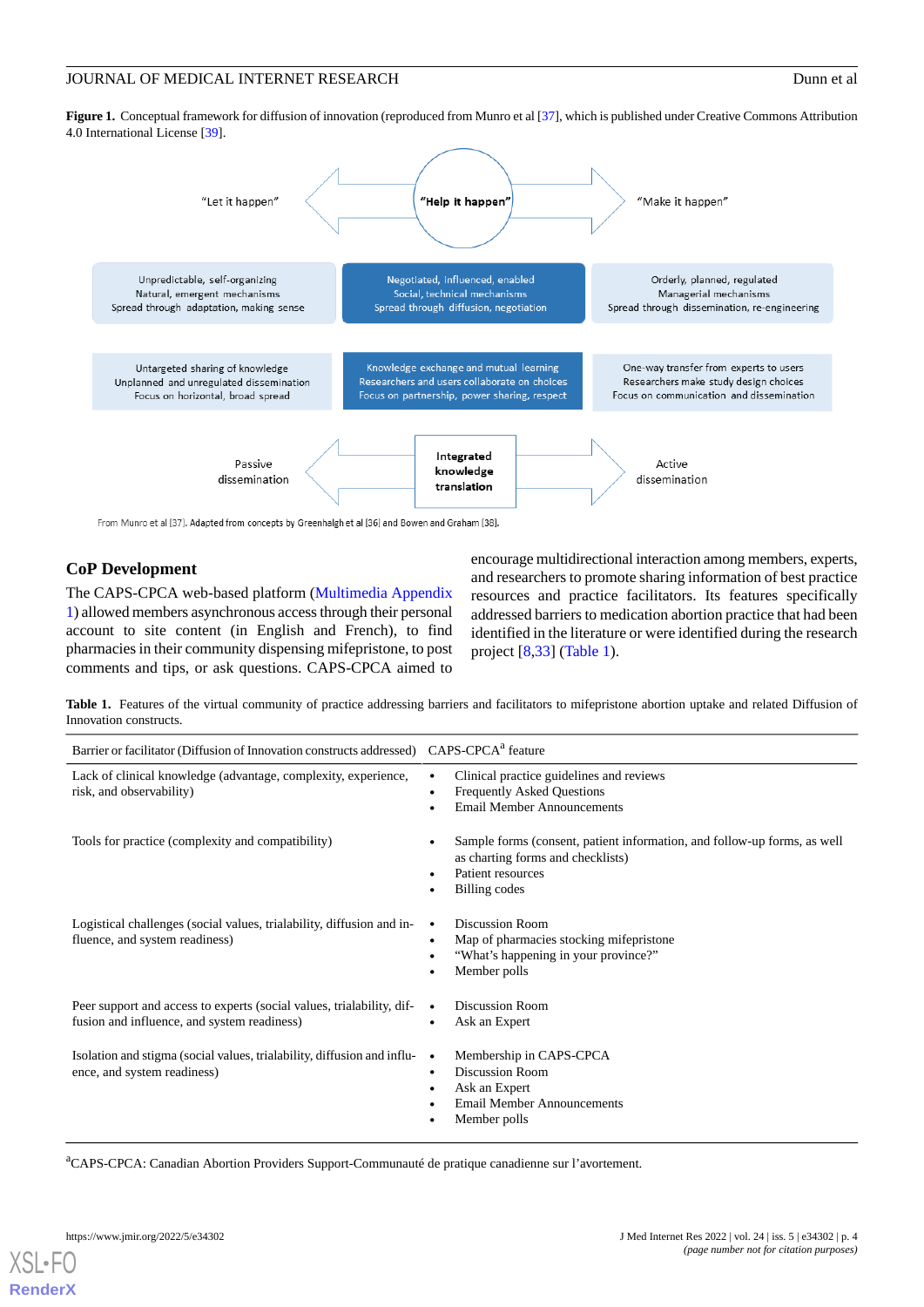**Figure 1.** Conceptual framework for diffusion of innovation (reproduced from Munro et al [37], which is published under Creative Commons Attribution 4.0 International License [39].

"Let it happen" | "Help it happen" | "Make it happen"

| "Let it happen" | "Help it happen" | "Make it happen" |
|---|---|---|
| Unpredictable, self-organizing<br>Natural, emergent mechanisms<br>Spread through adaptation, making sense | Negotiated, influenced, enabled<br>Social, technical mechanisms<br>Spread through diffusion, negotiation | Orderly, planned, regulated<br>Managerial mechanisms<br>Spread through dissemination, re-engineering |
| Untargeted sharing of knowledge<br>Unplanned and unregulated dissemination<br>Focus on horizontal, broad spread | Knowledge exchange and mutual learning<br>Researchers and users collaborate on choices<br>Focus on partnership, power sharing, respect | One-way transfer from experts to users<br>Researchers make study design choices<br>Focus on communication and dissemination |
| Passive dissemination | Integrated knowledge translation | Active dissemination |

From Munro et al [37]. Adapted from concepts by Greenhalgh et al [36] and Bowen and Graham [38].

## CoP Development

The CAPS-CPCA web-based platform (Multimedia Appendix 1) allowed members asynchronous access through their personal account to site content (in English and French), to find pharmacies in their community dispensing mifepristone, to post comments and tips, or ask questions. CAPS-CPCA aimed to encourage multidirectional interaction among members, experts, and researchers to promote sharing information of best practice resources and practice facilitators. Its features specifically addressed barriers to medication abortion practice that had been identified in the literature or were identified during the research project [8,33] (Table 1).

**Table 1.** Features of the virtual community of practice addressing barriers and facilitators to mifepristone abortion uptake and related Diffusion of Innovation constructs.

| Barrier or facilitator (Diffusion of Innovation constructs addressed) | CAPS-CPCA[a] feature |
|---|---|
| Lack of clinical knowledge (advantage, complexity, experience, risk, and observability) | • Clinical practice guidelines and reviews<br>• Frequently Asked Questions<br>• Email Member Announcements |
| Tools for practice (complexity and compatibility) | • Sample forms (consent, patient information, and follow-up forms, as well as charting forms and checklists)<br>• Patient resources<br>• Billing codes |
| Logistical challenges (social values, trialability, diffusion and influence, and system readiness) | • Discussion Room<br>• Map of pharmacies stocking mifepristone<br>• "What's happening in your province?"<br>• Member polls |
| Peer support and access to experts (social values, trialability, diffusion and influence, and system readiness) | • Discussion Room<br>• Ask an Expert |
| Isolation and stigma (social values, trialability, diffusion and influence, and system readiness) | • Membership in CAPS-CPCA<br>• Discussion Room<br>• Ask an Expert<br>• Email Member Announcements<br>• Member polls |

[a]CAPS-CPCA: Canadian Abortion Providers Support-Communauté de pratique canadienne sur l'avortement.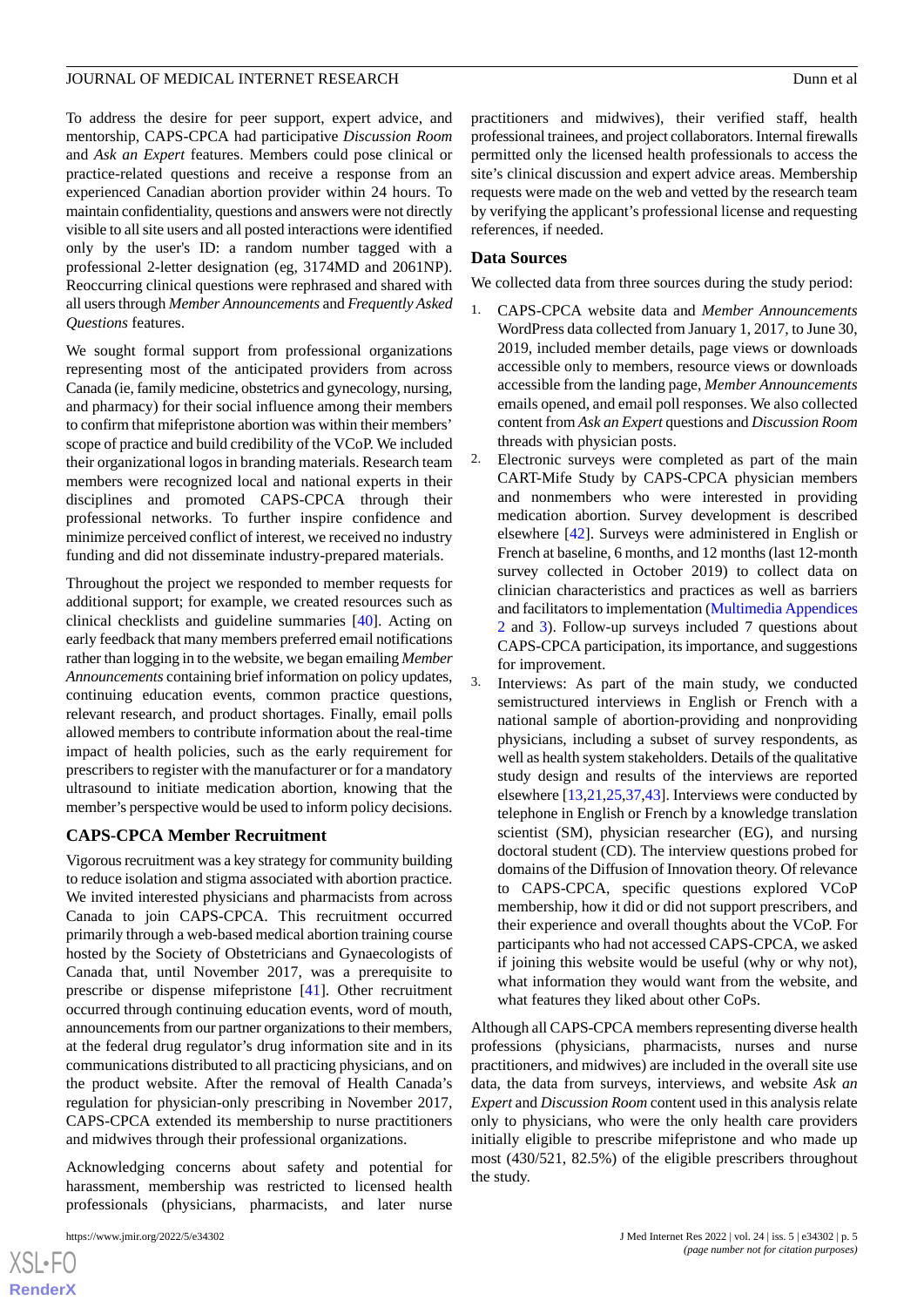To address the desire for peer support, expert advice, and mentorship, CAPS-CPCA had participative *Discussion Room* and *Ask an Expert* features. Members could pose clinical or practice-related questions and receive a response from an experienced Canadian abortion provider within 24 hours. To maintain confidentiality, questions and answers were not directly visible to all site users and all posted interactions were identified only by the user's ID: a random number tagged with a professional 2-letter designation (eg, 3174MD and 2061NP). Reoccurring clinical questions were rephrased and shared with all users through *Member Announcements* and *Frequently Asked Questions* features.

We sought formal support from professional organizations representing most of the anticipated providers from across Canada (ie, family medicine, obstetrics and gynecology, nursing, and pharmacy) for their social influence among their members to confirm that mifepristone abortion was within their members' scope of practice and build credibility of the VCoP. We included their organizational logos in branding materials. Research team members were recognized local and national experts in their disciplines and promoted CAPS-CPCA through their professional networks. To further inspire confidence and minimize perceived conflict of interest, we received no industry funding and did not disseminate industry-prepared materials.

Throughout the project we responded to member requests for additional support; for example, we created resources such as clinical checklists and guideline summaries [40]. Acting on early feedback that many members preferred email notifications rather than logging in to the website, we began emailing *Member Announcements* containing brief information on policy updates, continuing education events, common practice questions, relevant research, and product shortages. Finally, email polls allowed members to contribute information about the real-time impact of health policies, such as the early requirement for prescribers to register with the manufacturer or for a mandatory ultrasound to initiate medication abortion, knowing that the member's perspective would be used to inform policy decisions.

## CAPS-CPCA Member Recruitment

Vigorous recruitment was a key strategy for community building to reduce isolation and stigma associated with abortion practice. We invited interested physicians and pharmacists from across Canada to join CAPS-CPCA. This recruitment occurred primarily through a web-based medical abortion training course hosted by the Society of Obstetricians and Gynaecologists of Canada that, until November 2017, was a prerequisite to prescribe or dispense mifepristone [41]. Other recruitment occurred through continuing education events, word of mouth, announcements from our partner organizations to their members, at the federal drug regulator's drug information site and in its communications distributed to all practicing physicians, and on the product website. After the removal of Health Canada's regulation for physician-only prescribing in November 2017, CAPS-CPCA extended its membership to nurse practitioners and midwives through their professional organizations.

Acknowledging concerns about safety and potential for harassment, membership was restricted to licensed health professionals (physicians, pharmacists, and later nurse practitioners and midwives), their verified staff, health professional trainees, and project collaborators. Internal firewalls permitted only the licensed health professionals to access the site's clinical discussion and expert advice areas. Membership requests were made on the web and vetted by the research team by verifying the applicant's professional license and requesting references, if needed.

## Data Sources

We collected data from three sources during the study period:

1. CAPS-CPCA website data and *Member Announcements* WordPress data collected from January 1, 2017, to June 30, 2019, included member details, page views or downloads accessible only to members, resource views or downloads accessible from the landing page, *Member Announcements* emails opened, and email poll responses. We also collected content from *Ask an Expert* questions and *Discussion Room* threads with physician posts.
2. Electronic surveys were completed as part of the main CART-Mife Study by CAPS-CPCA physician members and nonmembers who were interested in providing medication abortion. Survey development is described elsewhere [42]. Surveys were administered in English or French at baseline, 6 months, and 12 months (last 12-month survey collected in October 2019) to collect data on clinician characteristics and practices as well as barriers and facilitators to implementation (Multimedia Appendices 2 and 3). Follow-up surveys included 7 questions about CAPS-CPCA participation, its importance, and suggestions for improvement.
3. Interviews: As part of the main study, we conducted semistructured interviews in English or French with a national sample of abortion-providing and nonproviding physicians, including a subset of survey respondents, as well as health system stakeholders. Details of the qualitative study design and results of the interviews are reported elsewhere [13,21,25,37,43]. Interviews were conducted by telephone in English or French by a knowledge translation scientist (SM), physician researcher (EG), and nursing doctoral student (CD). The interview questions probed for domains of the Diffusion of Innovation theory. Of relevance to CAPS-CPCA, specific questions explored VCoP membership, how it did or did not support prescribers, and their experience and overall thoughts about the VCoP. For participants who had not accessed CAPS-CPCA, we asked if joining this website would be useful (why or why not), what information they would want from the website, and what features they liked about other CoPs.

Although all CAPS-CPCA members representing diverse health professions (physicians, pharmacists, nurses and nurse practitioners, and midwives) are included in the overall site use data, the data from surveys, interviews, and website *Ask an Expert* and *Discussion Room* content used in this analysis relate only to physicians, who were the only health care providers initially eligible to prescribe mifepristone and who made up most (430/521, 82.5%) of the eligible prescribers throughout the study.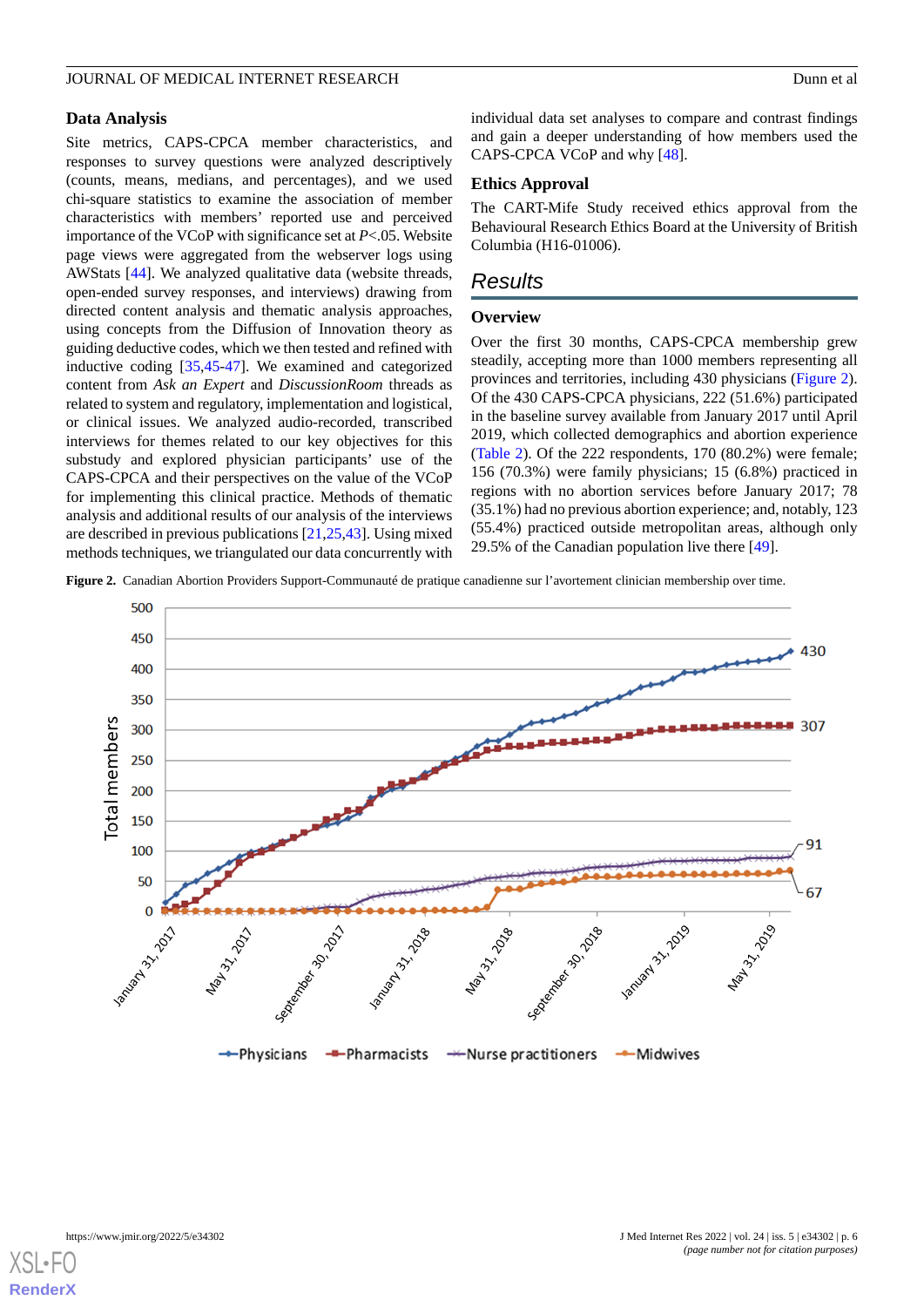### Data Analysis

Site metrics, CAPS-CPCA member characteristics, and responses to survey questions were analyzed descriptively (counts, means, medians, and percentages), and we used chi-square statistics to examine the association of member characteristics with members' reported use and perceived importance of the VCoP with significance set at $P<.05$. Website page views were aggregated from the webserver logs using AWStats [44]. We analyzed qualitative data (website threads, open-ended survey responses, and interviews) drawing from directed content analysis and thematic analysis approaches, using concepts from the Diffusion of Innovation theory as guiding deductive codes, which we then tested and refined with inductive coding [35,45-47]. We examined and categorized content from *Ask an Expert* and *DiscussionRoom* threads as related to system and regulatory, implementation and logistical, or clinical issues. We analyzed audio-recorded, transcribed interviews for themes related to our key objectives for this substudy and explored physician participants' use of the CAPS-CPCA and their perspectives on the value of the VCoP for implementing this clinical practice. Methods of thematic analysis and additional results of our analysis of the interviews are described in previous publications [21,25,43]. Using mixed methods techniques, we triangulated our data concurrently with individual data set analyses to compare and contrast findings and gain a deeper understanding of how members used the CAPS-CPCA VCoP and why [48].

### Ethics Approval

The CART-Mife Study received ethics approval from the Behavioural Research Ethics Board at the University of British Columbia (H16-01006).

## Results

### Overview

Over the first 30 months, CAPS-CPCA membership grew steadily, accepting more than 1000 members representing all provinces and territories, including 430 physicians (Figure 2). Of the 430 CAPS-CPCA physicians, 222 (51.6%) participated in the baseline survey available from January 2017 until April 2019, which collected demographics and abortion experience (Table 2). Of the 222 respondents, 170 (80.2%) were female; 156 (70.3%) were family physicians; 15 (6.8%) practiced in regions with no abortion services before January 2017; 78 (35.1%) had no previous abortion experience; and, notably, 123 (55.4%) practiced outside metropolitan areas, although only 29.5% of the Canadian population live there [49].

**Figure 2.** Canadian Abortion Providers Support-Communauté de pratique canadienne sur l'avortement clinician membership over time.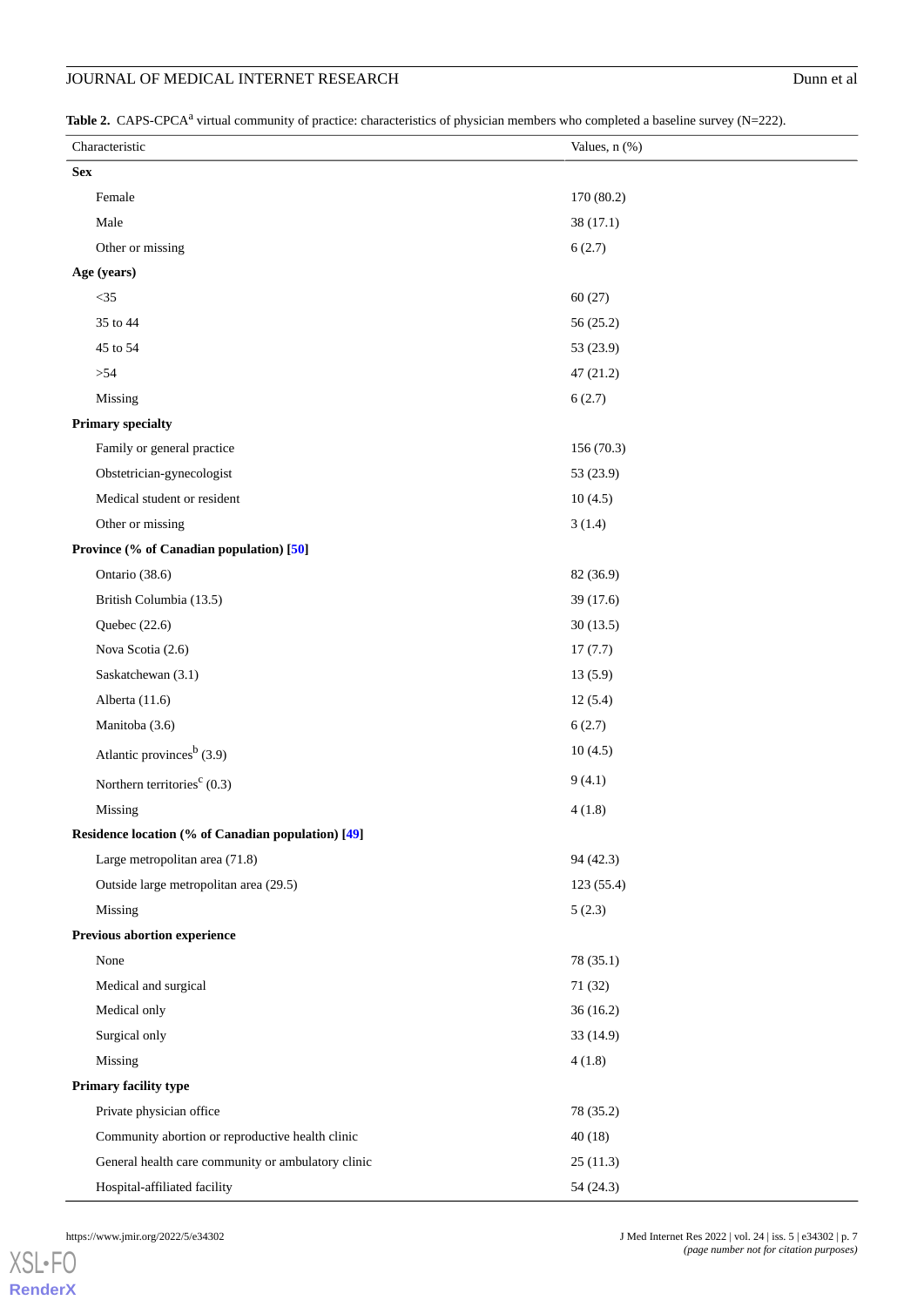**Table 2.** CAPS-CPCA[a] virtual community of practice: characteristics of physician members who completed a baseline survey (N=222).

| Characteristic | Values, n (%) |
|---|---|
| **Sex** | |
| Female | 170 (80.2) |
| Male | 38 (17.1) |
| Other or missing | 6 (2.7) |
| **Age (years)** | |
| <35 | 60 (27) |
| 35 to 44 | 56 (25.2) |
| 45 to 54 | 53 (23.9) |
| >54 | 47 (21.2) |
| Missing | 6 (2.7) |
| **Primary specialty** | |
| Family or general practice | 156 (70.3) |
| Obstetrician-gynecologist | 53 (23.9) |
| Medical student or resident | 10 (4.5) |
| Other or missing | 3 (1.4) |
| **Province (% of Canadian population) [50]** | |
| Ontario (38.6) | 82 (36.9) |
| British Columbia (13.5) | 39 (17.6) |
| Quebec (22.6) | 30 (13.5) |
| Nova Scotia (2.6) | 17 (7.7) |
| Saskatchewan (3.1) | 13 (5.9) |
| Alberta (11.6) | 12 (5.4) |
| Manitoba (3.6) | 6 (2.7) |
| Atlantic provinces[b] (3.9) | 10 (4.5) |
| Northern territories[c] (0.3) | 9 (4.1) |
| Missing | 4 (1.8) |
| **Residence location (% of Canadian population) [49]** | |
| Large metropolitan area (71.8) | 94 (42.3) |
| Outside large metropolitan area (29.5) | 123 (55.4) |
| Missing | 5 (2.3) |
| **Previous abortion experience** | |
| None | 78 (35.1) |
| Medical and surgical | 71 (32) |
| Medical only | 36 (16.2) |
| Surgical only | 33 (14.9) |
| Missing | 4 (1.8) |
| **Primary facility type** | |
| Private physician office | 78 (35.2) |
| Community abortion or reproductive health clinic | 40 (18) |
| General health care community or ambulatory clinic | 25 (11.3) |
| Hospital-affiliated facility | 54 (24.3) |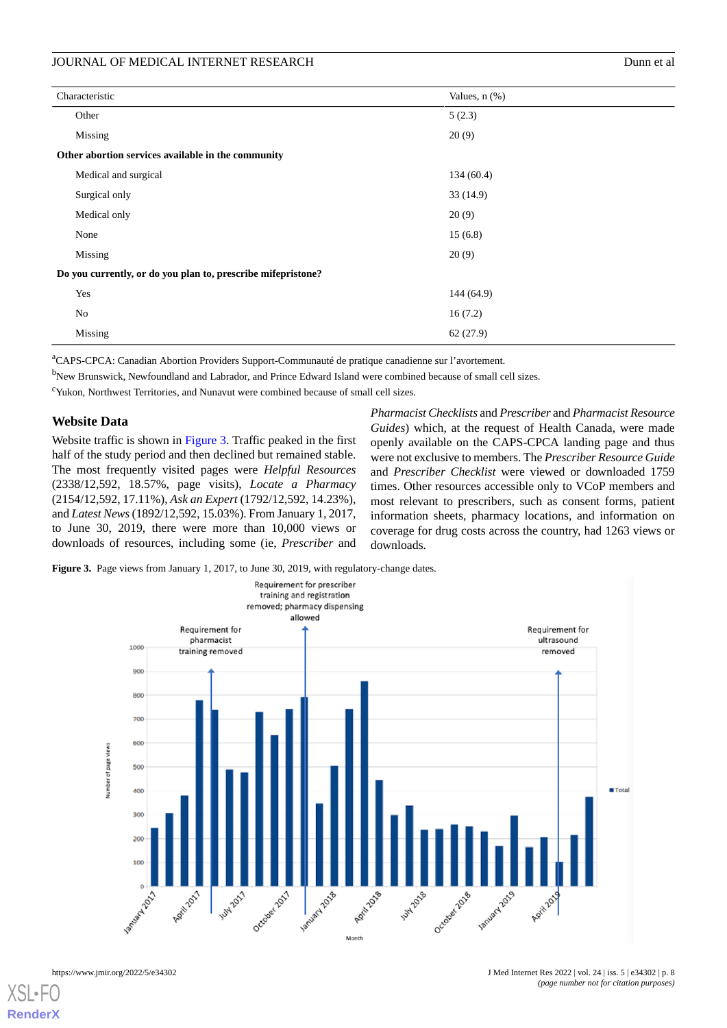| Characteristic | Values, n (%) |
|---|---|
| Other | 5 (2.3) |
| Missing | 20 (9) |
| **Other abortion services available in the community** | |
| Medical and surgical | 134 (60.4) |
| Surgical only | 33 (14.9) |
| Medical only | 20 (9) |
| None | 15 (6.8) |
| Missing | 20 (9) |
| **Do you currently, or do you plan to, prescribe mifepristone?** | |
| Yes | 144 (64.9) |
| No | 16 (7.2) |
| Missing | 62 (27.9) |

[a]CAPS-CPCA: Canadian Abortion Providers Support-Communauté de pratique canadienne sur l'avortement.

[b]New Brunswick, Newfoundland and Labrador, and Prince Edward Island were combined because of small cell sizes.

[c]Yukon, Northwest Territories, and Nunavut were combined because of small cell sizes.

## Website Data

Website traffic is shown in Figure 3. Traffic peaked in the first half of the study period and then declined but remained stable. The most frequently visited pages were *Helpful Resources* (2338/12,592, 18.57%, page visits), *Locate a Pharmacy* (2154/12,592, 17.11%), *Ask an Expert* (1792/12,592, 14.23%), and *Latest News* (1892/12,592, 15.03%). From January 1, 2017, to June 30, 2019, there were more than 10,000 views or downloads of resources, including some (ie, *Prescriber* and *Pharmacist Checklists* and *Prescriber* and *Pharmacist Resource Guides*) which, at the request of Health Canada, were made openly available on the CAPS-CPCA landing page and thus were not exclusive to members. The *Prescriber Resource Guide* and *Prescriber Checklist* were viewed or downloaded 1759 times. Other resources accessible only to VCoP members and most relevant to prescribers, such as consent forms, patient information sheets, pharmacy locations, and information on coverage for drug costs across the country, had 1263 views or downloads.

**Figure 3.** Page views from January 1, 2017, to June 30, 2019, with regulatory-change dates.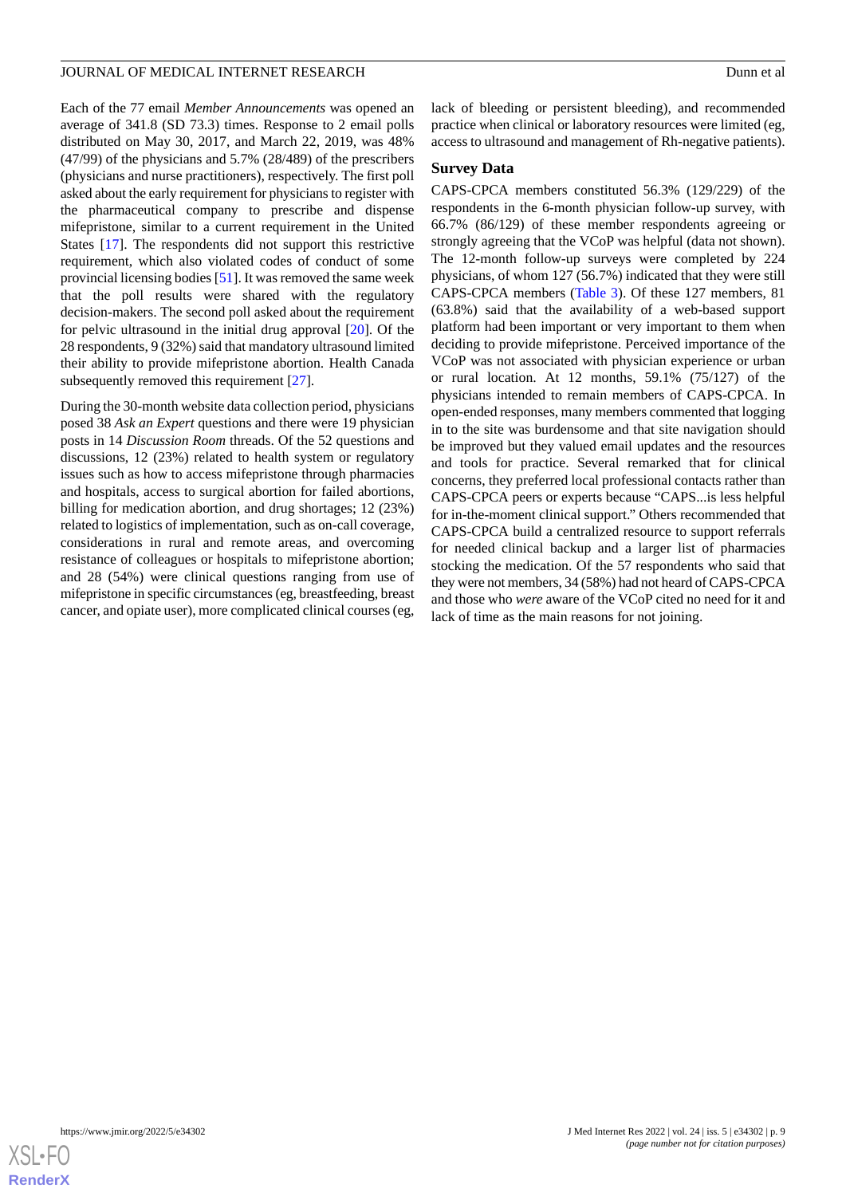Each of the 77 email *Member Announcements* was opened an average of 341.8 (SD 73.3) times. Response to 2 email polls distributed on May 30, 2017, and March 22, 2019, was 48% (47/99) of the physicians and 5.7% (28/489) of the prescribers (physicians and nurse practitioners), respectively. The first poll asked about the early requirement for physicians to register with the pharmaceutical company to prescribe and dispense mifepristone, similar to a current requirement in the United States [17]. The respondents did not support this restrictive requirement, which also violated codes of conduct of some provincial licensing bodies [51]. It was removed the same week that the poll results were shared with the regulatory decision-makers. The second poll asked about the requirement for pelvic ultrasound in the initial drug approval [20]. Of the 28 respondents, 9 (32%) said that mandatory ultrasound limited their ability to provide mifepristone abortion. Health Canada subsequently removed this requirement [27].

During the 30-month website data collection period, physicians posed 38 *Ask an Expert* questions and there were 19 physician posts in 14 *Discussion Room* threads. Of the 52 questions and discussions, 12 (23%) related to health system or regulatory issues such as how to access mifepristone through pharmacies and hospitals, access to surgical abortion for failed abortions, billing for medication abortion, and drug shortages; 12 (23%) related to logistics of implementation, such as on-call coverage, considerations in rural and remote areas, and overcoming resistance of colleagues or hospitals to mifepristone abortion; and 28 (54%) were clinical questions ranging from use of mifepristone in specific circumstances (eg, breastfeeding, breast cancer, and opiate user), more complicated clinical courses (eg, lack of bleeding or persistent bleeding), and recommended practice when clinical or laboratory resources were limited (eg, access to ultrasound and management of Rh-negative patients).

## Survey Data

CAPS-CPCA members constituted 56.3% (129/229) of the respondents in the 6-month physician follow-up survey, with 66.7% (86/129) of these member respondents agreeing or strongly agreeing that the VCoP was helpful (data not shown). The 12-month follow-up surveys were completed by 224 physicians, of whom 127 (56.7%) indicated that they were still CAPS-CPCA members (Table 3). Of these 127 members, 81 (63.8%) said that the availability of a web-based support platform had been important or very important to them when deciding to provide mifepristone. Perceived importance of the VCoP was not associated with physician experience or urban or rural location. At 12 months, 59.1% (75/127) of the physicians intended to remain members of CAPS-CPCA. In open-ended responses, many members commented that logging in to the site was burdensome and that site navigation should be improved but they valued email updates and the resources and tools for practice. Several remarked that for clinical concerns, they preferred local professional contacts rather than CAPS-CPCA peers or experts because "CAPS...is less helpful for in-the-moment clinical support." Others recommended that CAPS-CPCA build a centralized resource to support referrals for needed clinical backup and a larger list of pharmacies stocking the medication. Of the 57 respondents who said that they were not members, 34 (58%) had not heard of CAPS-CPCA and those who *were* aware of the VCoP cited no need for it and lack of time as the main reasons for not joining.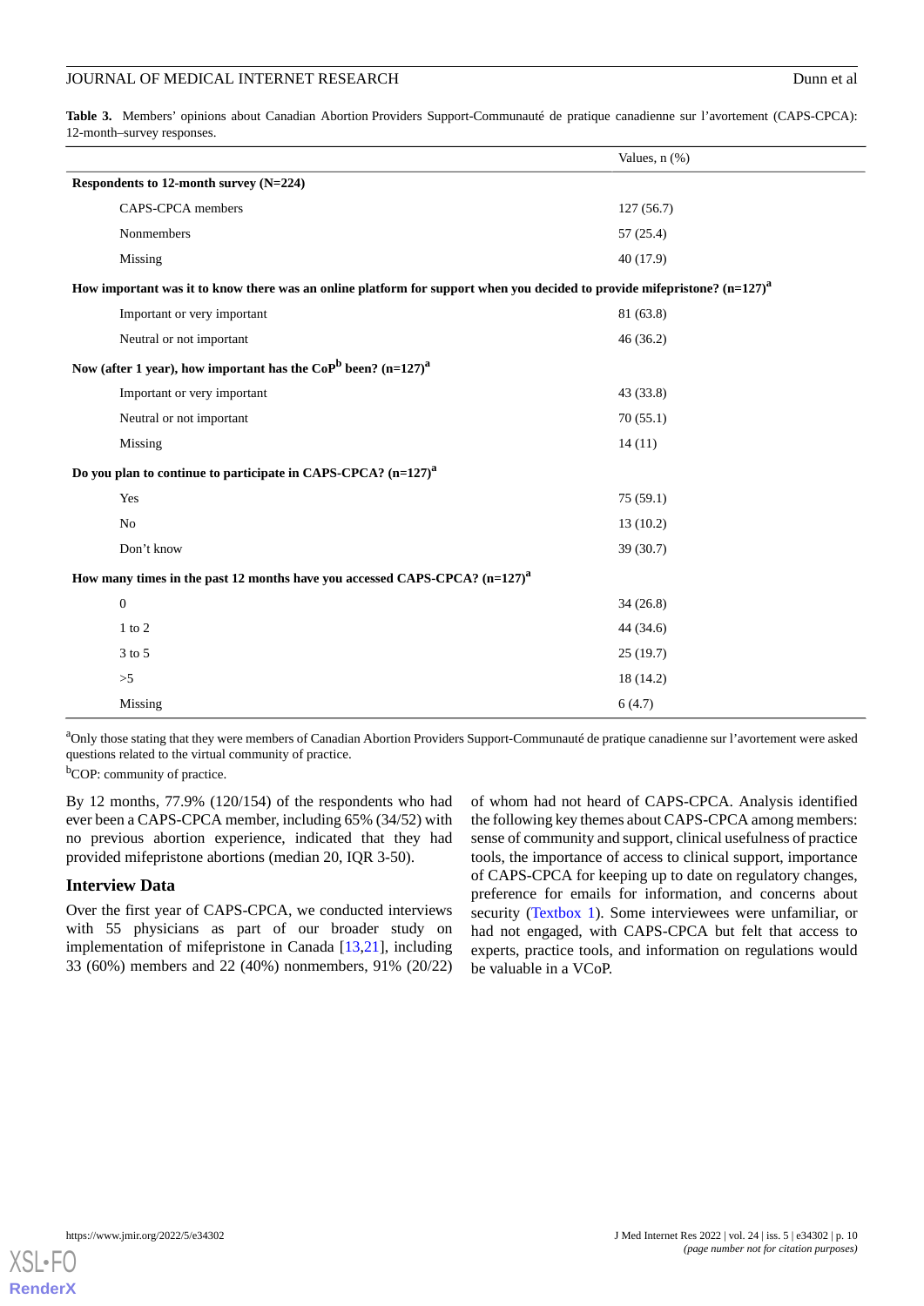**Table 3.** Members' opinions about Canadian Abortion Providers Support-Communauté de pratique canadienne sur l'avortement (CAPS-CPCA): 12-month–survey responses.

| | Values, n (%) |
|---|---|
| **Respondents to 12-month survey (N=224)** | |
| CAPS-CPCA members | 127 (56.7) |
| Nonmembers | 57 (25.4) |
| Missing | 40 (17.9) |
| **How important was it to know there was an online platform for support when you decided to provide mifepristone? (n=127)[a]** | |
| Important or very important | 81 (63.8) |
| Neutral or not important | 46 (36.2) |
| **Now (after 1 year), how important has the CoP[b] been? (n=127)[a]** | |
| Important or very important | 43 (33.8) |
| Neutral or not important | 70 (55.1) |
| Missing | 14 (11) |
| **Do you plan to continue to participate in CAPS-CPCA? (n=127)[a]** | |
| Yes | 75 (59.1) |
| No | 13 (10.2) |
| Don't know | 39 (30.7) |
| **How many times in the past 12 months have you accessed CAPS-CPCA? (n=127)[a]** | |
| 0 | 34 (26.8) |
| 1 to 2 | 44 (34.6) |
| 3 to 5 | 25 (19.7) |
| >5 | 18 (14.2) |
| Missing | 6 (4.7) |

[a]Only those stating that they were members of Canadian Abortion Providers Support-Communauté de pratique canadienne sur l'avortement were asked questions related to the virtual community of practice.

[b]COP: community of practice.

By 12 months, 77.9% (120/154) of the respondents who had ever been a CAPS-CPCA member, including 65% (34/52) with no previous abortion experience, indicated that they had provided mifepristone abortions (median 20, IQR 3-50).

## Interview Data

Over the first year of CAPS-CPCA, we conducted interviews with 55 physicians as part of our broader study on implementation of mifepristone in Canada [13,21], including 33 (60%) members and 22 (40%) nonmembers, 91% (20/22) of whom had not heard of CAPS-CPCA. Analysis identified the following key themes about CAPS-CPCA among members: sense of community and support, clinical usefulness of practice tools, the importance of access to clinical support, importance of CAPS-CPCA for keeping up to date on regulatory changes, preference for emails for information, and concerns about security (Textbox 1). Some interviewees were unfamiliar, or had not engaged, with CAPS-CPCA but felt that access to experts, practice tools, and information on regulations would be valuable in a VCoP.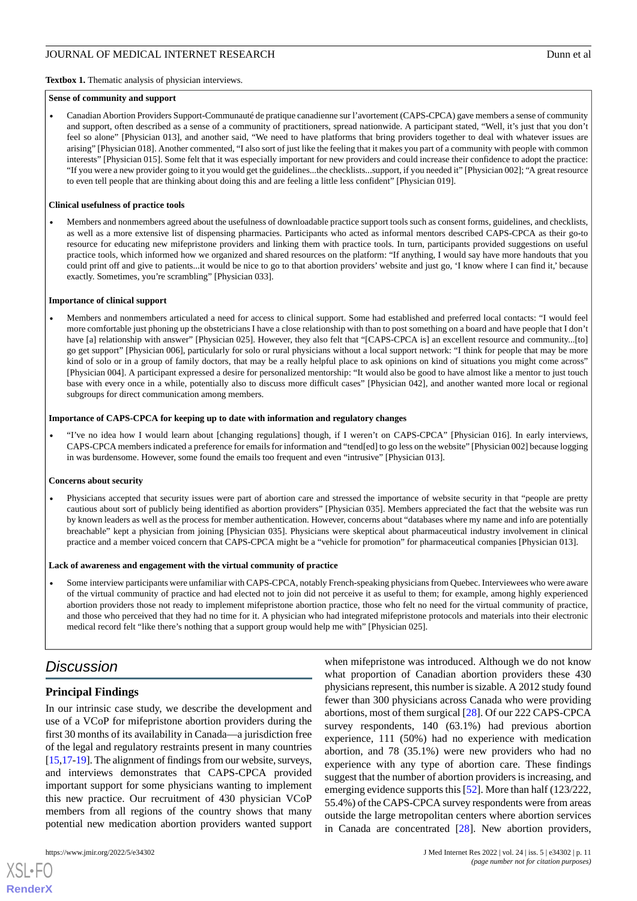**Textbox 1.** Thematic analysis of physician interviews.

**Sense of community and support**

- Canadian Abortion Providers Support-Communauté de pratique canadienne sur l'avortement (CAPS-CPCA) gave members a sense of community and support, often described as a sense of a community of practitioners, spread nationwide. A participant stated, "Well, it's just that you don't feel so alone" [Physician 013], and another said, "We need to have platforms that bring providers together to deal with whatever issues are arising" [Physician 018]. Another commented, "I also sort of just like the feeling that it makes you part of a community with people with common interests" [Physician 015]. Some felt that it was especially important for new providers and could increase their confidence to adopt the practice: "If you were a new provider going to it you would get the guidelines...the checklists...support, if you needed it" [Physician 002]; "A great resource to even tell people that are thinking about doing this and are feeling a little less confident" [Physician 019].

**Clinical usefulness of practice tools**

- Members and nonmembers agreed about the usefulness of downloadable practice support tools such as consent forms, guidelines, and checklists, as well as a more extensive list of dispensing pharmacies. Participants who acted as informal mentors described CAPS-CPCA as their go-to resource for educating new mifepristone providers and linking them with practice tools. In turn, participants provided suggestions on useful practice tools, which informed how we organized and shared resources on the platform: "If anything, I would say have more handouts that you could print off and give to patients...it would be nice to go to that abortion providers' website and just go, 'I know where I can find it,' because exactly. Sometimes, you're scrambling" [Physician 033].

**Importance of clinical support**

- Members and nonmembers articulated a need for access to clinical support. Some had established and preferred local contacts: "I would feel more comfortable just phoning up the obstetricians I have a close relationship with than to post something on a board and have people that I don't have [a] relationship with answer" [Physician 025]. However, they also felt that "[CAPS-CPCA is] an excellent resource and community...[to] go get support" [Physician 006], particularly for solo or rural physicians without a local support network: "I think for people that may be more kind of solo or in a group of family doctors, that may be a really helpful place to ask opinions on kind of situations you might come across" [Physician 004]. A participant expressed a desire for personalized mentorship: "It would also be good to have almost like a mentor to just touch base with every once in a while, potentially also to discuss more difficult cases" [Physician 042], and another wanted more local or regional subgroups for direct communication among members.

**Importance of CAPS-CPCA for keeping up to date with information and regulatory changes**

- "I've no idea how I would learn about [changing regulations] though, if I weren't on CAPS-CPCA" [Physician 016]. In early interviews, CAPS-CPCA members indicated a preference for emails for information and "tend[ed] to go less on the website" [Physician 002] because logging in was burdensome. However, some found the emails too frequent and even "intrusive" [Physician 013].

**Concerns about security**

- Physicians accepted that security issues were part of abortion care and stressed the importance of website security in that "people are pretty cautious about sort of publicly being identified as abortion providers" [Physician 035]. Members appreciated the fact that the website was run by known leaders as well as the process for member authentication. However, concerns about "databases where my name and info are potentially breachable" kept a physician from joining [Physician 035]. Physicians were skeptical about pharmaceutical industry involvement in clinical practice and a member voiced concern that CAPS-CPCA might be a "vehicle for promotion" for pharmaceutical companies [Physician 013].

**Lack of awareness and engagement with the virtual community of practice**

- Some interview participants were unfamiliar with CAPS-CPCA, notably French-speaking physicians from Quebec. Interviewees who were aware of the virtual community of practice and had elected not to join did not perceive it as useful to them; for example, among highly experienced abortion providers those not ready to implement mifepristone abortion practice, those who felt no need for the virtual community of practice, and those who perceived that they had no time for it. A physician who had integrated mifepristone protocols and materials into their electronic medical record felt "like there's nothing that a support group would help me with" [Physician 025].

## Discussion

### Principal Findings

In our intrinsic case study, we describe the development and use of a VCoP for mifepristone abortion providers during the first 30 months of its availability in Canada—a jurisdiction free of the legal and regulatory restraints present in many countries [15,17-19]. The alignment of findings from our website, surveys, and interviews demonstrates that CAPS-CPCA provided important support for some physicians wanting to implement this new practice. Our recruitment of 430 physician VCoP members from all regions of the country shows that many potential new medication abortion providers wanted support when mifepristone was introduced. Although we do not know what proportion of Canadian abortion providers these 430 physicians represent, this number is sizable. A 2012 study found fewer than 300 physicians across Canada who were providing abortions, most of them surgical [28]. Of our 222 CAPS-CPCA survey respondents, 140 (63.1%) had previous abortion experience, 111 (50%) had no experience with medication abortion, and 78 (35.1%) were new providers who had no experience with any type of abortion care. These findings suggest that the number of abortion providers is increasing, and emerging evidence supports this [52]. More than half (123/222, 55.4%) of the CAPS-CPCA survey respondents were from areas outside the large metropolitan centers where abortion services in Canada are concentrated [28]. New abortion providers,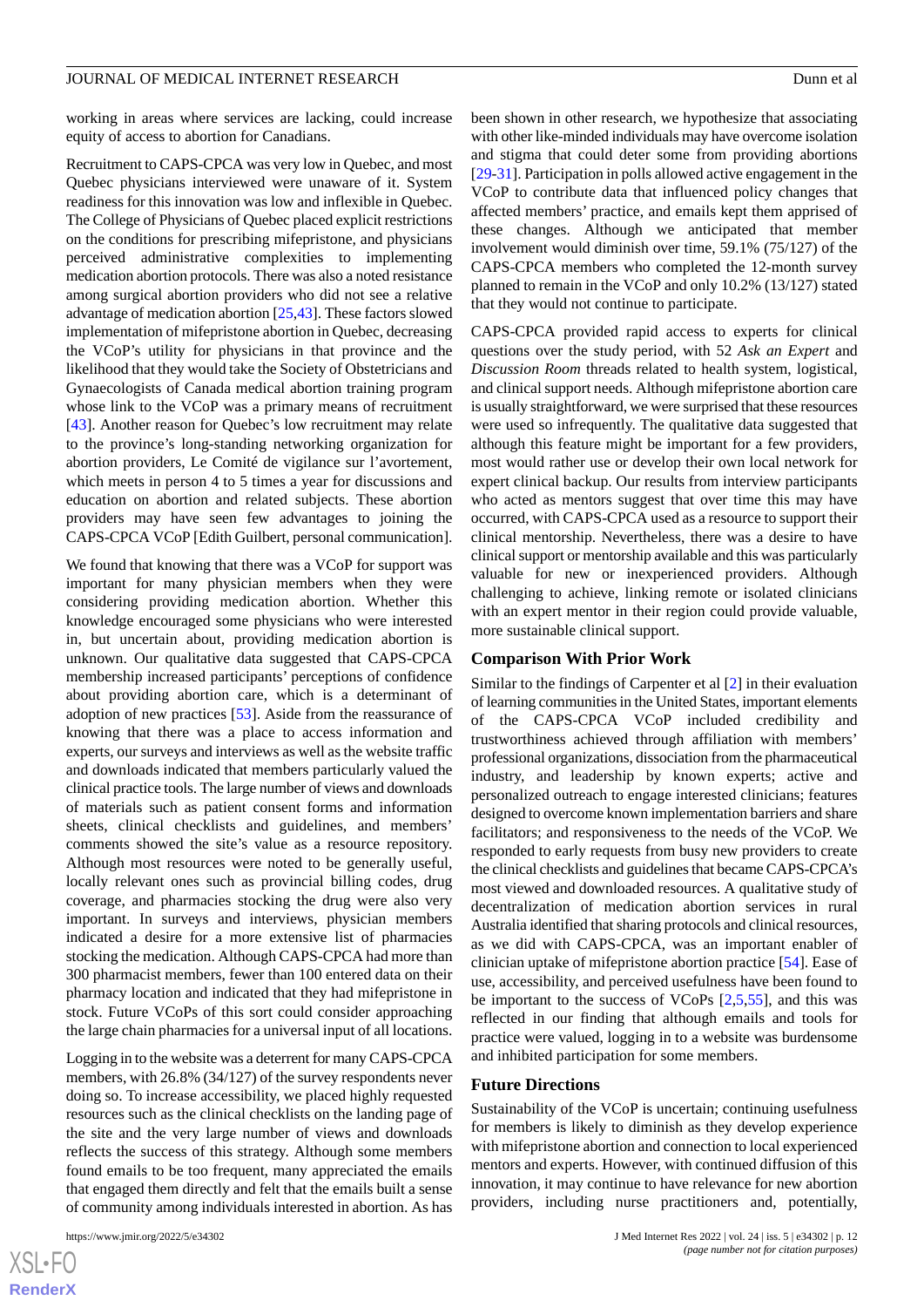working in areas where services are lacking, could increase equity of access to abortion for Canadians.

Recruitment to CAPS-CPCA was very low in Quebec, and most Quebec physicians interviewed were unaware of it. System readiness for this innovation was low and inflexible in Quebec. The College of Physicians of Quebec placed explicit restrictions on the conditions for prescribing mifepristone, and physicians perceived administrative complexities to implementing medication abortion protocols. There was also a noted resistance among surgical abortion providers who did not see a relative advantage of medication abortion [25,43]. These factors slowed implementation of mifepristone abortion in Quebec, decreasing the VCoP's utility for physicians in that province and the likelihood that they would take the Society of Obstetricians and Gynaecologists of Canada medical abortion training program whose link to the VCoP was a primary means of recruitment [43]. Another reason for Quebec's low recruitment may relate to the province's long-standing networking organization for abortion providers, Le Comité de vigilance sur l'avortement, which meets in person 4 to 5 times a year for discussions and education on abortion and related subjects. These abortion providers may have seen few advantages to joining the CAPS-CPCA VCoP [Edith Guilbert, personal communication].

We found that knowing that there was a VCoP for support was important for many physician members when they were considering providing medication abortion. Whether this knowledge encouraged some physicians who were interested in, but uncertain about, providing medication abortion is unknown. Our qualitative data suggested that CAPS-CPCA membership increased participants' perceptions of confidence about providing abortion care, which is a determinant of adoption of new practices [53]. Aside from the reassurance of knowing that there was a place to access information and experts, our surveys and interviews as well as the website traffic and downloads indicated that members particularly valued the clinical practice tools. The large number of views and downloads of materials such as patient consent forms and information sheets, clinical checklists and guidelines, and members' comments showed the site's value as a resource repository. Although most resources were noted to be generally useful, locally relevant ones such as provincial billing codes, drug coverage, and pharmacies stocking the drug were also very important. In surveys and interviews, physician members indicated a desire for a more extensive list of pharmacies stocking the medication. Although CAPS-CPCA had more than 300 pharmacist members, fewer than 100 entered data on their pharmacy location and indicated that they had mifepristone in stock. Future VCoPs of this sort could consider approaching the large chain pharmacies for a universal input of all locations.

Logging in to the website was a deterrent for many CAPS-CPCA members, with 26.8% (34/127) of the survey respondents never doing so. To increase accessibility, we placed highly requested resources such as the clinical checklists on the landing page of the site and the very large number of views and downloads reflects the success of this strategy. Although some members found emails to be too frequent, many appreciated the emails that engaged them directly and felt that the emails built a sense of community among individuals interested in abortion. As has been shown in other research, we hypothesize that associating with other like-minded individuals may have overcome isolation and stigma that could deter some from providing abortions [29-31]. Participation in polls allowed active engagement in the VCoP to contribute data that influenced policy changes that affected members' practice, and emails kept them apprised of these changes. Although we anticipated that member involvement would diminish over time, 59.1% (75/127) of the CAPS-CPCA members who completed the 12-month survey planned to remain in the VCoP and only 10.2% (13/127) stated that they would not continue to participate.

CAPS-CPCA provided rapid access to experts for clinical questions over the study period, with 52 *Ask an Expert* and *Discussion Room* threads related to health system, logistical, and clinical support needs. Although mifepristone abortion care is usually straightforward, we were surprised that these resources were used so infrequently. The qualitative data suggested that although this feature might be important for a few providers, most would rather use or develop their own local network for expert clinical backup. Our results from interview participants who acted as mentors suggest that over time this may have occurred, with CAPS-CPCA used as a resource to support their clinical mentorship. Nevertheless, there was a desire to have clinical support or mentorship available and this was particularly valuable for new or inexperienced providers. Although challenging to achieve, linking remote or isolated clinicians with an expert mentor in their region could provide valuable, more sustainable clinical support.

## Comparison With Prior Work

Similar to the findings of Carpenter et al [2] in their evaluation of learning communities in the United States, important elements of the CAPS-CPCA VCoP included credibility and trustworthiness achieved through affiliation with members' professional organizations, dissociation from the pharmaceutical industry, and leadership by known experts; active and personalized outreach to engage interested clinicians; features designed to overcome known implementation barriers and share facilitators; and responsiveness to the needs of the VCoP. We responded to early requests from busy new providers to create the clinical checklists and guidelines that became CAPS-CPCA's most viewed and downloaded resources. A qualitative study of decentralization of medication abortion services in rural Australia identified that sharing protocols and clinical resources, as we did with CAPS-CPCA, was an important enabler of clinician uptake of mifepristone abortion practice [54]. Ease of use, accessibility, and perceived usefulness have been found to be important to the success of VCoPs [2,5,55], and this was reflected in our finding that although emails and tools for practice were valued, logging in to a website was burdensome and inhibited participation for some members.

## Future Directions

Sustainability of the VCoP is uncertain; continuing usefulness for members is likely to diminish as they develop experience with mifepristone abortion and connection to local experienced mentors and experts. However, with continued diffusion of this innovation, it may continue to have relevance for new abortion providers, including nurse practitioners and, potentially,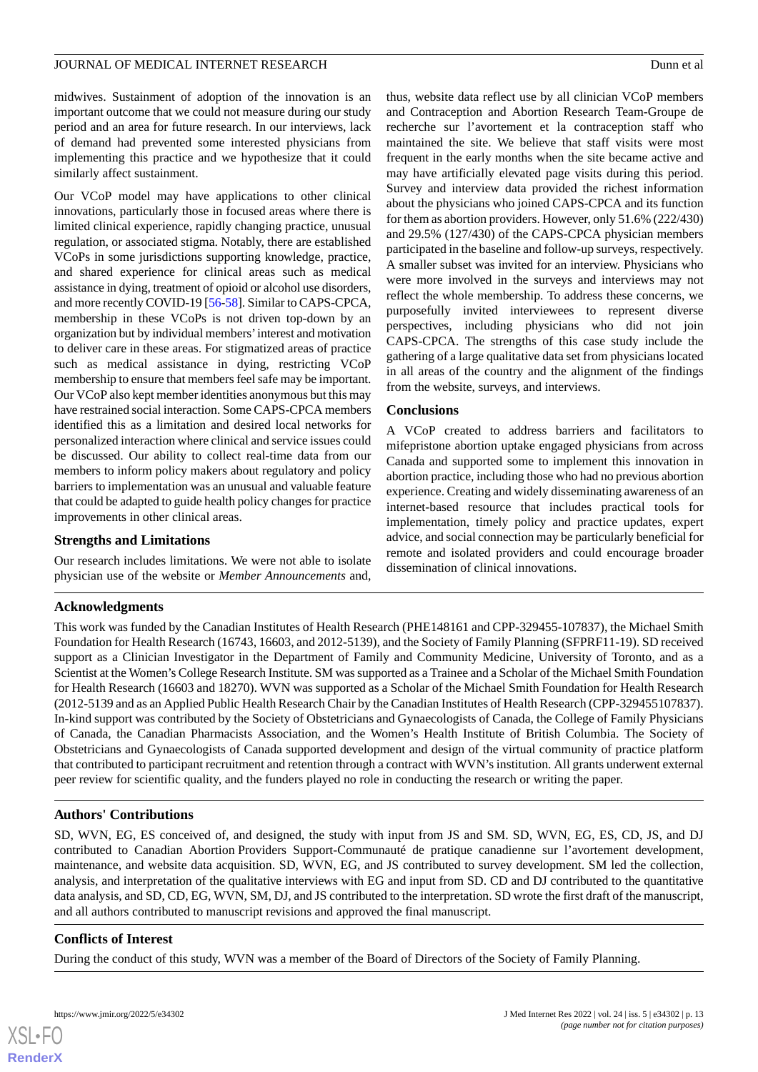midwives. Sustainment of adoption of the innovation is an important outcome that we could not measure during our study period and an area for future research. In our interviews, lack of demand had prevented some interested physicians from implementing this practice and we hypothesize that it could similarly affect sustainment.

Our VCoP model may have applications to other clinical innovations, particularly those in focused areas where there is limited clinical experience, rapidly changing practice, unusual regulation, or associated stigma. Notably, there are established VCoPs in some jurisdictions supporting knowledge, practice, and shared experience for clinical areas such as medical assistance in dying, treatment of opioid or alcohol use disorders, and more recently COVID-19 [56-58]. Similar to CAPS-CPCA, membership in these VCoPs is not driven top-down by an organization but by individual members' interest and motivation to deliver care in these areas. For stigmatized areas of practice such as medical assistance in dying, restricting VCoP membership to ensure that members feel safe may be important. Our VCoP also kept member identities anonymous but this may have restrained social interaction. Some CAPS-CPCA members identified this as a limitation and desired local networks for personalized interaction where clinical and service issues could be discussed. Our ability to collect real-time data from our members to inform policy makers about regulatory and policy barriers to implementation was an unusual and valuable feature that could be adapted to guide health policy changes for practice improvements in other clinical areas.

### Strengths and Limitations

Our research includes limitations. We were not able to isolate physician use of the website or *Member Announcements* and, thus, website data reflect use by all clinician VCoP members and Contraception and Abortion Research Team-Groupe de recherche sur l'avortement et la contraception staff who maintained the site. We believe that staff visits were most frequent in the early months when the site became active and may have artificially elevated page visits during this period. Survey and interview data provided the richest information about the physicians who joined CAPS-CPCA and its function for them as abortion providers. However, only 51.6% (222/430) and 29.5% (127/430) of the CAPS-CPCA physician members participated in the baseline and follow-up surveys, respectively. A smaller subset was invited for an interview. Physicians who were more involved in the surveys and interviews may not reflect the whole membership. To address these concerns, we purposefully invited interviewees to represent diverse perspectives, including physicians who did not join CAPS-CPCA. The strengths of this case study include the gathering of a large qualitative data set from physicians located in all areas of the country and the alignment of the findings from the website, surveys, and interviews.

### Conclusions

A VCoP created to address barriers and facilitators to mifepristone abortion uptake engaged physicians from across Canada and supported some to implement this innovation in abortion practice, including those who had no previous abortion experience. Creating and widely disseminating awareness of an internet-based resource that includes practical tools for implementation, timely policy and practice updates, expert advice, and social connection may be particularly beneficial for remote and isolated providers and could encourage broader dissemination of clinical innovations.

## Acknowledgments

This work was funded by the Canadian Institutes of Health Research (PHE148161 and CPP-329455-107837), the Michael Smith Foundation for Health Research (16743, 16603, and 2012-5139), and the Society of Family Planning (SFPRF11-19). SD received support as a Clinician Investigator in the Department of Family and Community Medicine, University of Toronto, and as a Scientist at the Women's College Research Institute. SM was supported as a Trainee and a Scholar of the Michael Smith Foundation for Health Research (16603 and 18270). WVN was supported as a Scholar of the Michael Smith Foundation for Health Research (2012-5139 and as an Applied Public Health Research Chair by the Canadian Institutes of Health Research (CPP-329455107837). In-kind support was contributed by the Society of Obstetricians and Gynaecologists of Canada, the College of Family Physicians of Canada, the Canadian Pharmacists Association, and the Women's Health Institute of British Columbia. The Society of Obstetricians and Gynaecologists of Canada supported development and design of the virtual community of practice platform that contributed to participant recruitment and retention through a contract with WVN's institution. All grants underwent external peer review for scientific quality, and the funders played no role in conducting the research or writing the paper.

## Authors' Contributions

SD, WVN, EG, ES conceived of, and designed, the study with input from JS and SM. SD, WVN, EG, ES, CD, JS, and DJ contributed to Canadian Abortion Providers Support-Communauté de pratique canadienne sur l'avortement development, maintenance, and website data acquisition. SD, WVN, EG, and JS contributed to survey development. SM led the collection, analysis, and interpretation of the qualitative interviews with EG and input from SD. CD and DJ contributed to the quantitative data analysis, and SD, CD, EG, WVN, SM, DJ, and JS contributed to the interpretation. SD wrote the first draft of the manuscript, and all authors contributed to manuscript revisions and approved the final manuscript.

## Conflicts of Interest

During the conduct of this study, WVN was a member of the Board of Directors of the Society of Family Planning.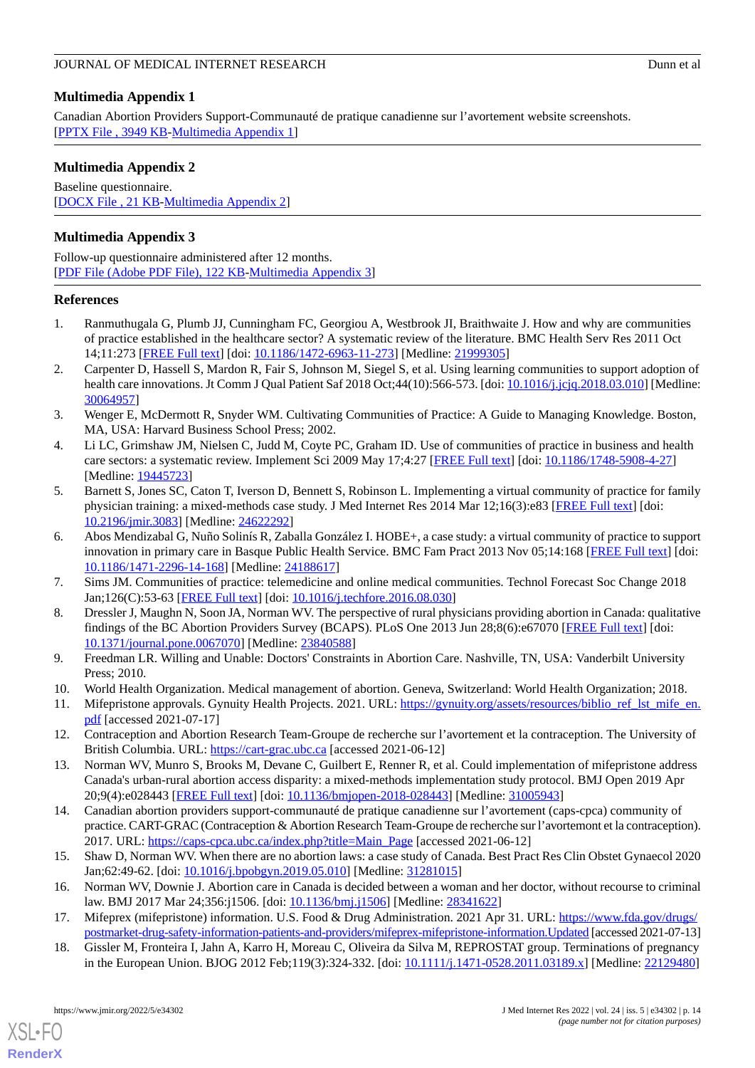## Multimedia Appendix 1

Canadian Abortion Providers Support-Communauté de pratique canadienne sur l'avortement website screenshots.
[PPTX File , 3949 KB-Multimedia Appendix 1]

## Multimedia Appendix 2

Baseline questionnaire.
[DOCX File , 21 KB-Multimedia Appendix 2]

## Multimedia Appendix 3

Follow-up questionnaire administered after 12 months.
[PDF File (Adobe PDF File), 122 KB-Multimedia Appendix 3]

## References

1. Ranmuthugala G, Plumb JJ, Cunningham FC, Georgiou A, Westbrook JI, Braithwaite J. How and why are communities of practice established in the healthcare sector? A systematic review of the literature. BMC Health Serv Res 2011 Oct 14;11:273 [FREE Full text] [doi: 10.1186/1472-6963-11-273] [Medline: 21999305]
2. Carpenter D, Hassell S, Mardon R, Fair S, Johnson M, Siegel S, et al. Using learning communities to support adoption of health care innovations. Jt Comm J Qual Patient Saf 2018 Oct;44(10):566-573. [doi: 10.1016/j.jcjq.2018.03.010] [Medline: 30064957]
3. Wenger E, McDermott R, Snyder WM. Cultivating Communities of Practice: A Guide to Managing Knowledge. Boston, MA, USA: Harvard Business School Press; 2002.
4. Li LC, Grimshaw JM, Nielsen C, Judd M, Coyte PC, Graham ID. Use of communities of practice in business and health care sectors: a systematic review. Implement Sci 2009 May 17;4:27 [FREE Full text] [doi: 10.1186/1748-5908-4-27] [Medline: 19445723]
5. Barnett S, Jones SC, Caton T, Iverson D, Bennett S, Robinson L. Implementing a virtual community of practice for family physician training: a mixed-methods case study. J Med Internet Res 2014 Mar 12;16(3):e83 [FREE Full text] [doi: 10.2196/jmir.3083] [Medline: 24622292]
6. Abos Mendizabal G, Nuño Solinís R, Zaballa González I. HOBE+, a case study: a virtual community of practice to support innovation in primary care in Basque Public Health Service. BMC Fam Pract 2013 Nov 05;14:168 [FREE Full text] [doi: 10.1186/1471-2296-14-168] [Medline: 24188617]
7. Sims JM. Communities of practice: telemedicine and online medical communities. Technol Forecast Soc Change 2018 Jan;126(C):53-63 [FREE Full text] [doi: 10.1016/j.techfore.2016.08.030]
8. Dressler J, Maughn N, Soon JA, Norman WV. The perspective of rural physicians providing abortion in Canada: qualitative findings of the BC Abortion Providers Survey (BCAPS). PLoS One 2013 Jun 28;8(6):e67070 [FREE Full text] [doi: 10.1371/journal.pone.0067070] [Medline: 23840588]
9. Freedman LR. Willing and Unable: Doctors' Constraints in Abortion Care. Nashville, TN, USA: Vanderbilt University Press; 2010.
10. World Health Organization. Medical management of abortion. Geneva, Switzerland: World Health Organization; 2018.
11. Mifepristone approvals. Gynuity Health Projects. 2021. URL: https://gynuity.org/assets/resources/biblio_ref_lst_mife_en.pdf [accessed 2021-07-17]
12. Contraception and Abortion Research Team-Groupe de recherche sur l'avortement et la contraception. The University of British Columbia. URL: https://cart-grac.ubc.ca [accessed 2021-06-12]
13. Norman WV, Munro S, Brooks M, Devane C, Guilbert E, Renner R, et al. Could implementation of mifepristone address Canada's urban-rural abortion access disparity: a mixed-methods implementation study protocol. BMJ Open 2019 Apr 20;9(4):e028443 [FREE Full text] [doi: 10.1136/bmjopen-2018-028443] [Medline: 31005943]
14. Canadian abortion providers support-communauté de pratique canadienne sur l'avortement (caps-cpca) community of practice. CART-GRAC (Contraception & Abortion Research Team-Groupe de recherche sur l'avortemont et la contraception). 2017. URL: https://caps-cpca.ubc.ca/index.php?title=Main_Page [accessed 2021-06-12]
15. Shaw D, Norman WV. When there are no abortion laws: a case study of Canada. Best Pract Res Clin Obstet Gynaecol 2020 Jan;62:49-62. [doi: 10.1016/j.bpobgyn.2019.05.010] [Medline: 31281015]
16. Norman WV, Downie J. Abortion care in Canada is decided between a woman and her doctor, without recourse to criminal law. BMJ 2017 Mar 24;356:j1506. [doi: 10.1136/bmj.j1506] [Medline: 28341622]
17. Mifeprex (mifepristone) information. U.S. Food & Drug Administration. 2021 Apr 31. URL: https://www.fda.gov/drugs/postmarket-drug-safety-information-patients-and-providers/mifeprex-mifepristone-information.Updated [accessed 2021-07-13]
18. Gissler M, Fronteira I, Jahn A, Karro H, Moreau C, Oliveira da Silva M, REPROSTAT group. Terminations of pregnancy in the European Union. BJOG 2012 Feb;119(3):324-332. [doi: 10.1111/j.1471-0528.2011.03189.x] [Medline: 22129480]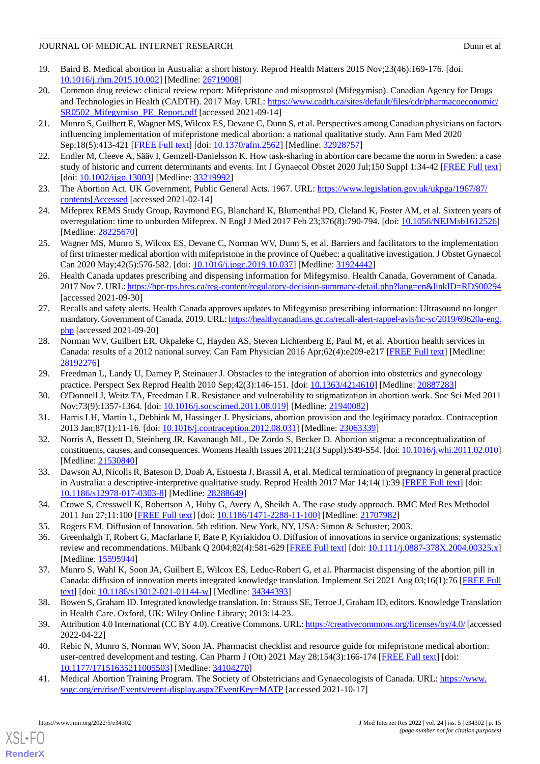19. Baird B. Medical abortion in Australia: a short history. Reprod Health Matters 2015 Nov;23(46):169-176. [doi: 10.1016/j.rhm.2015.10.002] [Medline: 26719008]
20. Common drug review: clinical review report: Mifepristone and misoprostol (Mifegymiso). Canadian Agency for Drugs and Technologies in Health (CADTH). 2017 May. URL: https://www.cadth.ca/sites/default/files/cdr/pharmacoeconomic/SR0502_Mifegymiso_PE_Report.pdf [accessed 2021-09-14]
21. Munro S, Guilbert E, Wagner MS, Wilcox ES, Devane C, Dunn S, et al. Perspectives among Canadian physicians on factors influencing implementation of mifepristone medical abortion: a national qualitative study. Ann Fam Med 2020 Sep;18(5):413-421 [FREE Full text] [doi: 10.1370/afm.2562] [Medline: 32928757]
22. Endler M, Cleeve A, Sääv I, Gemzell-Danielsson K. How task-sharing in abortion care became the norm in Sweden: a case study of historic and current determinants and events. Int J Gynaecol Obstet 2020 Jul;150 Suppl 1:34-42 [FREE Full text] [doi: 10.1002/ijgo.13003] [Medline: 33219992]
23. The Abortion Act. UK Government, Public General Acts. 1967. URL: https://www.legislation.gov.uk/ukpga/1967/87/contents[Accessed [accessed 2021-02-14]
24. Mifeprex REMS Study Group, Raymond EG, Blanchard K, Blumenthal PD, Cleland K, Foster AM, et al. Sixteen years of overregulation: time to unburden Mifeprex. N Engl J Med 2017 Feb 23;376(8):790-794. [doi: 10.1056/NEJMsb1612526] [Medline: 28225670]
25. Wagner MS, Munro S, Wilcox ES, Devane C, Norman WV, Dunn S, et al. Barriers and facilitators to the implementation of first trimester medical abortion with mifepristone in the province of Québec: a qualitative investigation. J Obstet Gynaecol Can 2020 May;42(5):576-582. [doi: 10.1016/j.jogc.2019.10.037] [Medline: 31924442]
26. Health Canada updates prescribing and dispensing information for Mifegymiso. Health Canada, Government of Canada. 2017 Nov 7. URL: https://hpr-rps.hres.ca/reg-content/regulatory-decision-summary-detail.php?lang=en&linkID=RDS00294 [accessed 2021-09-30]
27. Recalls and safety alerts. Health Canada approves updates to Mifegymiso prescribing information: Ultrasound no longer mandatory. Government of Canada. 2019. URL: https://healthycanadians.gc.ca/recall-alert-rappel-avis/hc-sc/2019/69620a-eng.php [accessed 2021-09-20]
28. Norman WV, Guilbert ER, Okpaleke C, Hayden AS, Steven Lichtenberg E, Paul M, et al. Abortion health services in Canada: results of a 2012 national survey. Can Fam Physician 2016 Apr;62(4):e209-e217 [FREE Full text] [Medline: 28192276]
29. Freedman L, Landy U, Darney P, Steinauer J. Obstacles to the integration of abortion into obstetrics and gynecology practice. Perspect Sex Reprod Health 2010 Sep;42(3):146-151. [doi: 10.1363/4214610] [Medline: 20887283]
30. O'Donnell J, Weitz TA, Freedman LR. Resistance and vulnerability to stigmatization in abortion work. Soc Sci Med 2011 Nov;73(9):1357-1364. [doi: 10.1016/j.socscimed.2011.08.019] [Medline: 21940082]
31. Harris LH, Martin L, Debbink M, Hassinger J. Physicians, abortion provision and the legitimacy paradox. Contraception 2013 Jan;87(1):11-16. [doi: 10.1016/j.contraception.2012.08.031] [Medline: 23063339]
32. Norris A, Bessett D, Steinberg JR, Kavanaugh ML, De Zordo S, Becker D. Abortion stigma: a reconceptualization of constituents, causes, and consequences. Womens Health Issues 2011;21(3 Suppl):S49-S54. [doi: 10.1016/j.whi.2011.02.010] [Medline: 21530840]
33. Dawson AJ, Nicolls R, Bateson D, Doab A, Estoesta J, Brassil A, et al. Medical termination of pregnancy in general practice in Australia: a descriptive-interpretive qualitative study. Reprod Health 2017 Mar 14;14(1):39 [FREE Full text] [doi: 10.1186/s12978-017-0303-8] [Medline: 28288649]
34. Crowe S, Cresswell K, Robertson A, Huby G, Avery A, Sheikh A. The case study approach. BMC Med Res Methodol 2011 Jun 27;11:100 [FREE Full text] [doi: 10.1186/1471-2288-11-100] [Medline: 21707982]
35. Rogers EM. Diffusion of Innovation. 5th edition. New York, NY, USA: Simon & Schuster; 2003.
36. Greenhalgh T, Robert G, Macfarlane F, Bate P, Kyriakidou O. Diffusion of innovations in service organizations: systematic review and recommendations. Milbank Q 2004;82(4):581-629 [FREE Full text] [doi: 10.1111/j.0887-378X.2004.00325.x] [Medline: 15595944]
37. Munro S, Wahl K, Soon JA, Guilbert E, Wilcox ES, Leduc-Robert G, et al. Pharmacist dispensing of the abortion pill in Canada: diffusion of innovation meets integrated knowledge translation. Implement Sci 2021 Aug 03;16(1):76 [FREE Full text] [doi: 10.1186/s13012-021-01144-w] [Medline: 34344393]
38. Bowen S, Graham ID. Integrated knowledge translation. In: Strauss SE, Tetroe J, Graham ID, editors. Knowledge Translation in Health Care. Oxford, UK: Wiley Online Library; 2013:14-23.
39. Attribution 4.0 International (CC BY 4.0). Creative Commons. URL: https://creativecommons.org/licenses/by/4.0/ [accessed 2022-04-22]
40. Rebic N, Munro S, Norman WV, Soon JA. Pharmacist checklist and resource guide for mifepristone medical abortion: user-centred development and testing. Can Pharm J (Ott) 2021 May 28;154(3):166-174 [FREE Full text] [doi: 10.1177/17151635211005503] [Medline: 34104270]
41. Medical Abortion Training Program. The Society of Obstetricians and Gynaecologists of Canada. URL: https://www.sogc.org/en/rise/Events/event-display.aspx?EventKey=MATP [accessed 2021-10-17]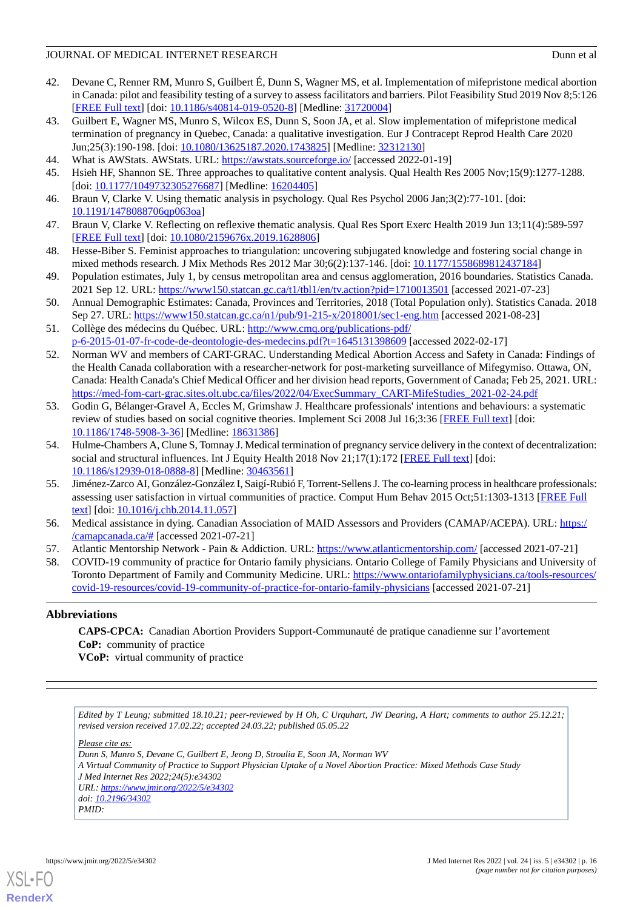42. Devane C, Renner RM, Munro S, Guilbert É, Dunn S, Wagner MS, et al. Implementation of mifepristone medical abortion in Canada: pilot and feasibility testing of a survey to assess facilitators and barriers. Pilot Feasibility Stud 2019 Nov 8;5:126 [FREE Full text] [doi: 10.1186/s40814-019-0520-8] [Medline: 31720004]
43. Guilbert E, Wagner MS, Munro S, Wilcox ES, Dunn S, Soon JA, et al. Slow implementation of mifepristone medical termination of pregnancy in Quebec, Canada: a qualitative investigation. Eur J Contracept Reprod Health Care 2020 Jun;25(3):190-198. [doi: 10.1080/13625187.2020.1743825] [Medline: 32312130]
44. What is AWStats. AWStats. URL: https://awstats.sourceforge.io/ [accessed 2022-01-19]
45. Hsieh HF, Shannon SE. Three approaches to qualitative content analysis. Qual Health Res 2005 Nov;15(9):1277-1288. [doi: 10.1177/1049732305276687] [Medline: 16204405]
46. Braun V, Clarke V. Using thematic analysis in psychology. Qual Res Psychol 2006 Jan;3(2):77-101. [doi: 10.1191/1478088706qp063oa]
47. Braun V, Clarke V. Reflecting on reflexive thematic analysis. Qual Res Sport Exerc Health 2019 Jun 13;11(4):589-597 [FREE Full text] [doi: 10.1080/2159676x.2019.1628806]
48. Hesse-Biber S. Feminist approaches to triangulation: uncovering subjugated knowledge and fostering social change in mixed methods research. J Mix Methods Res 2012 Mar 30;6(2):137-146. [doi: 10.1177/1558689812437184]
49. Population estimates, July 1, by census metropolitan area and census agglomeration, 2016 boundaries. Statistics Canada. 2021 Sep 12. URL: https://www150.statcan.gc.ca/t1/tbl1/en/tv.action?pid=1710013501 [accessed 2021-07-23]
50. Annual Demographic Estimates: Canada, Provinces and Territories, 2018 (Total Population only). Statistics Canada. 2018 Sep 27. URL: https://www150.statcan.gc.ca/n1/pub/91-215-x/2018001/sec1-eng.htm [accessed 2021-08-23]
51. Collège des médecins du Québec. URL: http://www.cmq.org/publications-pdf/p-6-2015-01-07-fr-code-de-deontologie-des-medecins.pdf?t=1645131398609 [accessed 2022-02-17]
52. Norman WV and members of CART-GRAC. Understanding Medical Abortion Access and Safety in Canada: Findings of the Health Canada collaboration with a researcher-network for post-marketing surveillance of Mifegymiso. Ottawa, ON, Canada: Health Canada's Chief Medical Officer and her division head reports, Government of Canada; Feb 25, 2021. URL: https://med-fom-cart-grac.sites.olt.ubc.ca/files/2022/04/ExecSummary_CART-MifeStudies_2021-02-24.pdf
53. Godin G, Bélanger-Gravel A, Eccles M, Grimshaw J. Healthcare professionals' intentions and behaviours: a systematic review of studies based on social cognitive theories. Implement Sci 2008 Jul 16;3:36 [FREE Full text] [doi: 10.1186/1748-5908-3-36] [Medline: 18631386]
54. Hulme-Chambers A, Clune S, Tomnay J. Medical termination of pregnancy service delivery in the context of decentralization: social and structural influences. Int J Equity Health 2018 Nov 21;17(1):172 [FREE Full text] [doi: 10.1186/s12939-018-0888-8] [Medline: 30463561]
55. Jiménez-Zarco AI, González-González I, Saigí-Rubió F, Torrent-Sellens J. The co-learning process in healthcare professionals: assessing user satisfaction in virtual communities of practice. Comput Hum Behav 2015 Oct;51:1303-1313 [FREE Full text] [doi: 10.1016/j.chb.2014.11.057]
56. Medical assistance in dying. Canadian Association of MAID Assessors and Providers (CAMAP/ACEPA). URL: https://camapcanada.ca/# [accessed 2021-07-21]
57. Atlantic Mentorship Network - Pain & Addiction. URL: https://www.atlanticmentorship.com/ [accessed 2021-07-21]
58. COVID-19 community of practice for Ontario family physicians. Ontario College of Family Physicians and University of Toronto Department of Family and Community Medicine. URL: https://www.ontariofamilyphysicians.ca/tools-resources/covid-19-resources/covid-19-community-of-practice-for-ontario-family-physicians [accessed 2021-07-21]

## Abbreviations

**CAPS-CPCA:** Canadian Abortion Providers Support-Communauté de pratique canadienne sur l'avortement
**CoP:** community of practice
**VCoP:** virtual community of practice

*Edited by T Leung; submitted 18.10.21; peer-reviewed by H Oh, C Urquhart, JW Dearing, A Hart; comments to author 25.12.21; revised version received 17.02.22; accepted 24.03.22; published 05.05.22*

*Please cite as:*
*Dunn S, Munro S, Devane C, Guilbert E, Jeong D, Stroulia E, Soon JA, Norman WV*
*A Virtual Community of Practice to Support Physician Uptake of a Novel Abortion Practice: Mixed Methods Case Study*
*J Med Internet Res 2022;24(5):e34302*
*URL: https://www.jmir.org/2022/5/e34302*
*doi: 10.2196/34302*
*PMID:*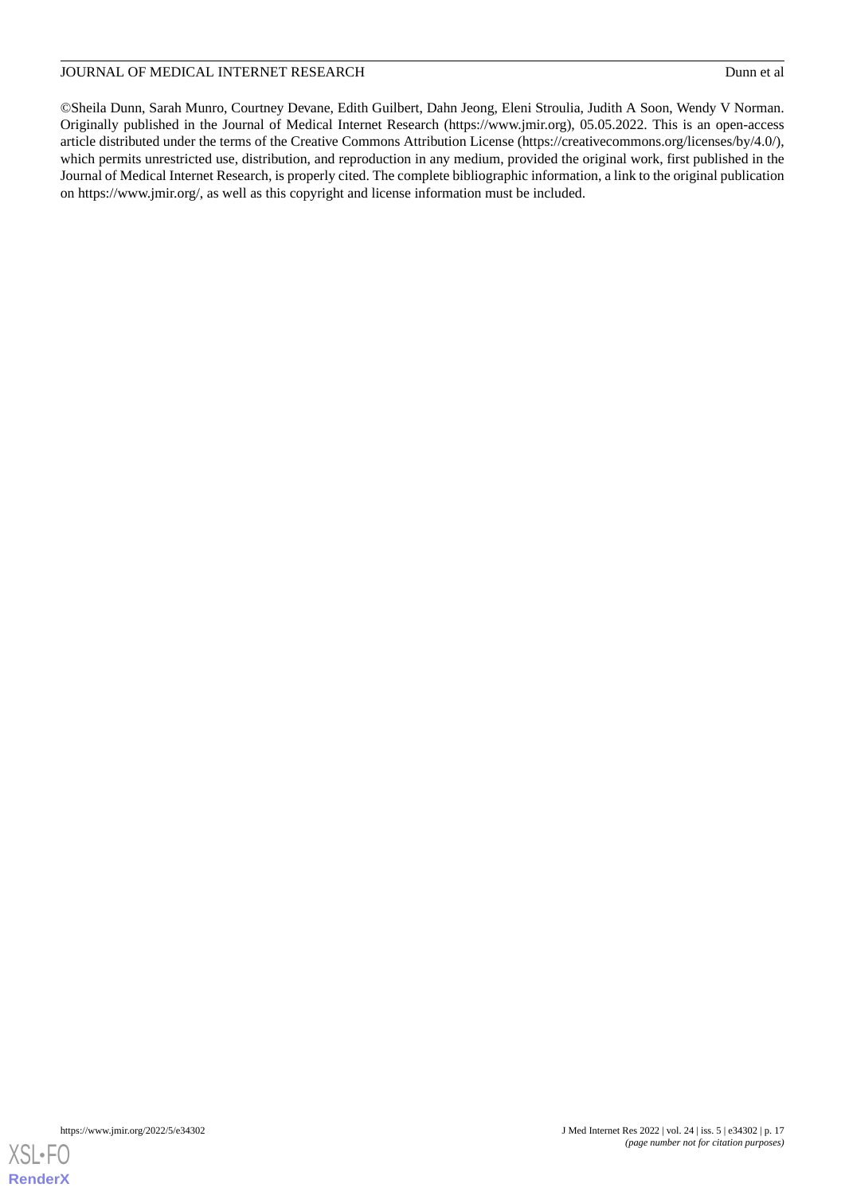©Sheila Dunn, Sarah Munro, Courtney Devane, Edith Guilbert, Dahn Jeong, Eleni Stroulia, Judith A Soon, Wendy V Norman. Originally published in the Journal of Medical Internet Research (https://www.jmir.org), 05.05.2022. This is an open-access article distributed under the terms of the Creative Commons Attribution License (https://creativecommons.org/licenses/by/4.0/), which permits unrestricted use, distribution, and reproduction in any medium, provided the original work, first published in the Journal of Medical Internet Research, is properly cited. The complete bibliographic information, a link to the original publication on https://www.jmir.org/, as well as this copyright and license information must be included.